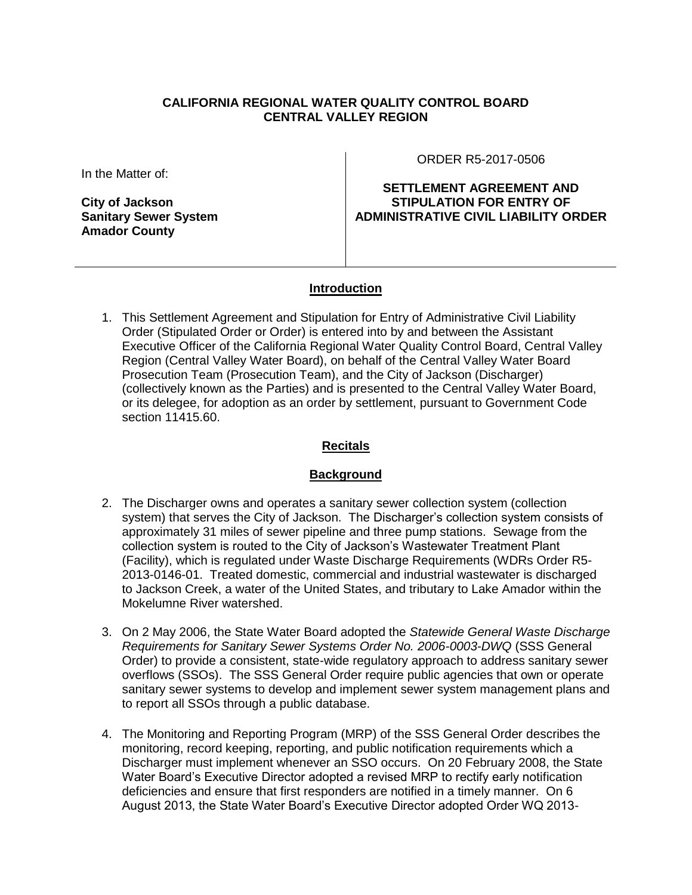**CALIFORNIA REGIONAL WATER QUALITY CONTROL BOARD**
**CENTRAL VALLEY REGION**

| In the Matter of:<br><br>**City of Jackson**<br>**Sanitary Sewer System**<br>**Amador County** | ORDER R5-2017-0506<br><br>**SETTLEMENT AGREEMENT AND STIPULATION FOR ENTRY OF ADMINISTRATIVE CIVIL LIABILITY ORDER** |
|---|---|

## Introduction

1. This Settlement Agreement and Stipulation for Entry of Administrative Civil Liability Order (Stipulated Order or Order) is entered into by and between the Assistant Executive Officer of the California Regional Water Quality Control Board, Central Valley Region (Central Valley Water Board), on behalf of the Central Valley Water Board Prosecution Team (Prosecution Team), and the City of Jackson (Discharger) (collectively known as the Parties) and is presented to the Central Valley Water Board, or its delegee, for adoption as an order by settlement, pursuant to Government Code section 11415.60.

## Recitals

### Background

2. The Discharger owns and operates a sanitary sewer collection system (collection system) that serves the City of Jackson. The Discharger's collection system consists of approximately 31 miles of sewer pipeline and three pump stations. Sewage from the collection system is routed to the City of Jackson's Wastewater Treatment Plant (Facility), which is regulated under Waste Discharge Requirements (WDRs Order R5-2013-0146-01. Treated domestic, commercial and industrial wastewater is discharged to Jackson Creek, a water of the United States, and tributary to Lake Amador within the Mokelumne River watershed.

3. On 2 May 2006, the State Water Board adopted the *Statewide General Waste Discharge Requirements for Sanitary Sewer Systems Order No. 2006-0003-DWQ* (SSS General Order) to provide a consistent, state-wide regulatory approach to address sanitary sewer overflows (SSOs). The SSS General Order require public agencies that own or operate sanitary sewer systems to develop and implement sewer system management plans and to report all SSOs through a public database.

4. The Monitoring and Reporting Program (MRP) of the SSS General Order describes the monitoring, record keeping, reporting, and public notification requirements which a Discharger must implement whenever an SSO occurs. On 20 February 2008, the State Water Board's Executive Director adopted a revised MRP to rectify early notification deficiencies and ensure that first responders are notified in a timely manner. On 6 August 2013, the State Water Board's Executive Director adopted Order WQ 2013-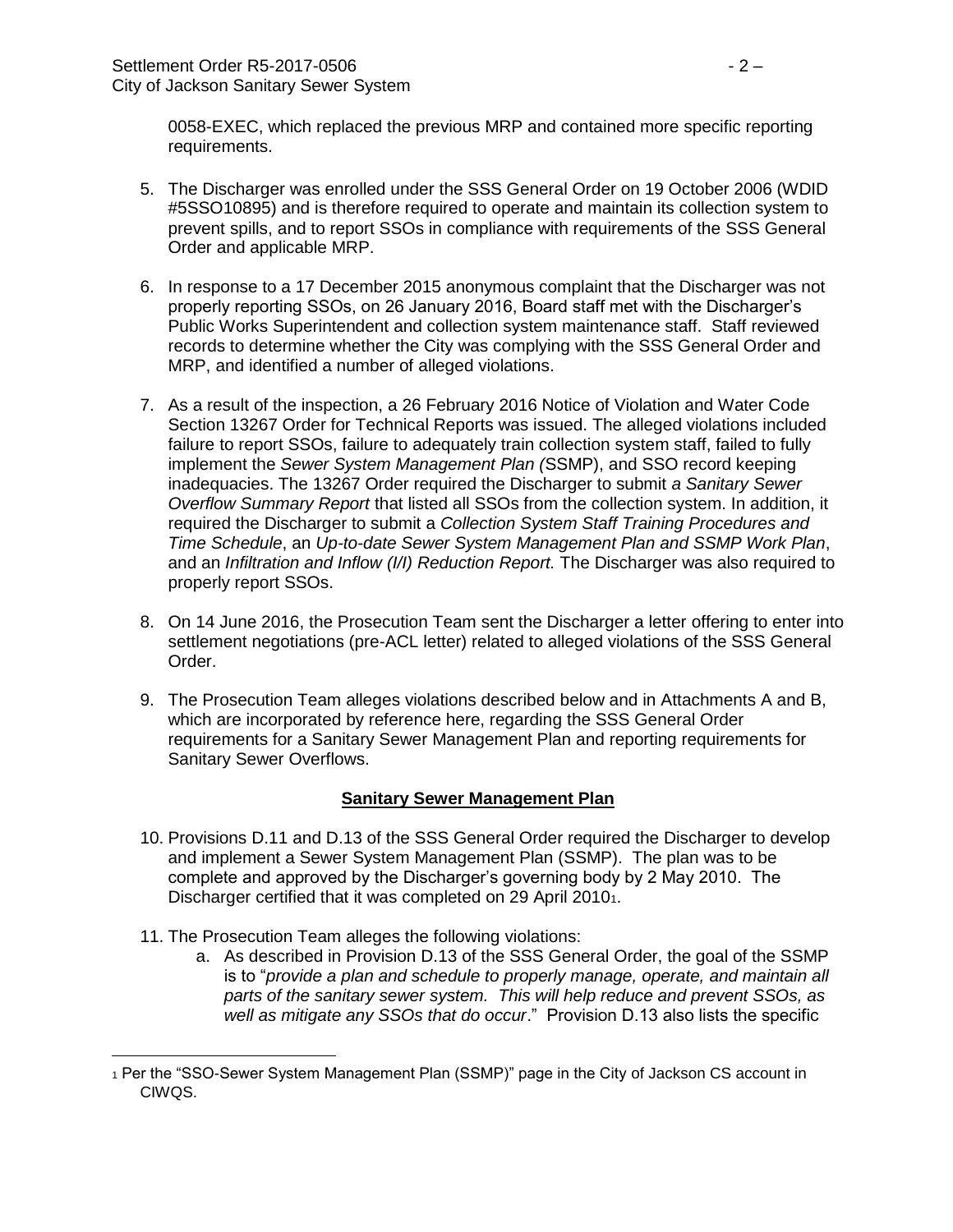0058-EXEC, which replaced the previous MRP and contained more specific reporting requirements.

5. The Discharger was enrolled under the SSS General Order on 19 October 2006 (WDID #5SSO10895) and is therefore required to operate and maintain its collection system to prevent spills, and to report SSOs in compliance with requirements of the SSS General Order and applicable MRP.

6. In response to a 17 December 2015 anonymous complaint that the Discharger was not properly reporting SSOs, on 26 January 2016, Board staff met with the Discharger's Public Works Superintendent and collection system maintenance staff. Staff reviewed records to determine whether the City was complying with the SSS General Order and MRP, and identified a number of alleged violations.

7. As a result of the inspection, a 26 February 2016 Notice of Violation and Water Code Section 13267 Order for Technical Reports was issued. The alleged violations included failure to report SSOs, failure to adequately train collection system staff, failed to fully implement the *Sewer System Management Plan (*SSMP), and SSO record keeping inadequacies. The 13267 Order required the Discharger to submit *a Sanitary Sewer Overflow Summary Report* that listed all SSOs from the collection system. In addition, it required the Discharger to submit a *Collection System Staff Training Procedures and Time Schedule*, an *Up-to-date Sewer System Management Plan and SSMP Work Plan*, and an *Infiltration and Inflow (I/I) Reduction Report.* The Discharger was also required to properly report SSOs.

8. On 14 June 2016, the Prosecution Team sent the Discharger a letter offering to enter into settlement negotiations (pre-ACL letter) related to alleged violations of the SSS General Order.

9. The Prosecution Team alleges violations described below and in Attachments A and B, which are incorporated by reference here, regarding the SSS General Order requirements for a Sanitary Sewer Management Plan and reporting requirements for Sanitary Sewer Overflows.

## **Sanitary Sewer Management Plan**

10. Provisions D.11 and D.13 of the SSS General Order required the Discharger to develop and implement a Sewer System Management Plan (SSMP). The plan was to be complete and approved by the Discharger's governing body by 2 May 2010. The Discharger certified that it was completed on 29 April 2010[1].

11. The Prosecution Team alleges the following violations:
    a. As described in Provision D.13 of the SSS General Order, the goal of the SSMP is to "*provide a plan and schedule to properly manage, operate, and maintain all parts of the sanitary sewer system. This will help reduce and prevent SSOs, as well as mitigate any SSOs that do occur*." Provision D.13 also lists the specific

[1] Per the "SSO-Sewer System Management Plan (SSMP)" page in the City of Jackson CS account in CIWQS.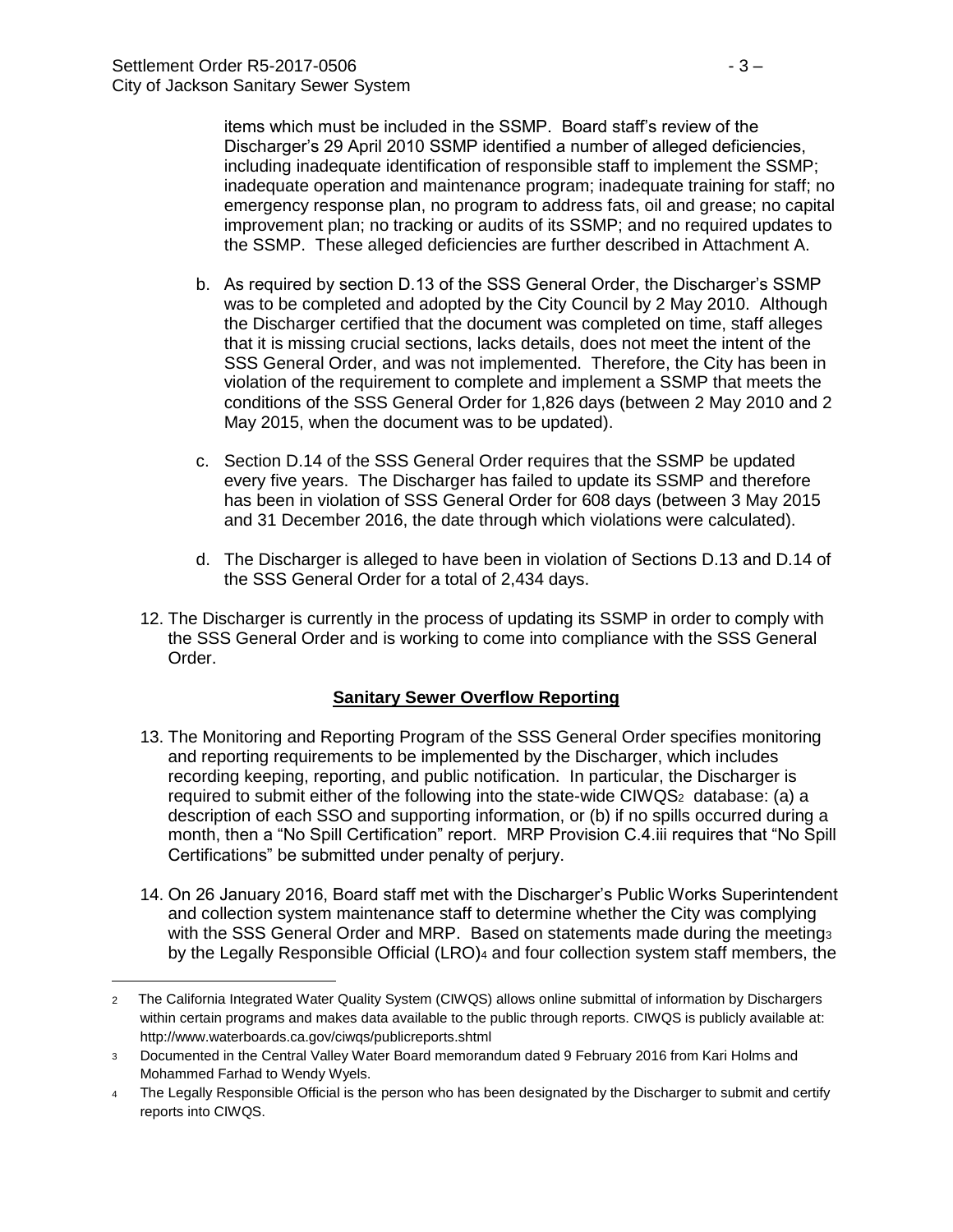items which must be included in the SSMP. Board staff's review of the Discharger's 29 April 2010 SSMP identified a number of alleged deficiencies, including inadequate identification of responsible staff to implement the SSMP; inadequate operation and maintenance program; inadequate training for staff; no emergency response plan, no program to address fats, oil and grease; no capital improvement plan; no tracking or audits of its SSMP; and no required updates to the SSMP. These alleged deficiencies are further described in Attachment A.

b. As required by section D.13 of the SSS General Order, the Discharger's SSMP was to be completed and adopted by the City Council by 2 May 2010. Although the Discharger certified that the document was completed on time, staff alleges that it is missing crucial sections, lacks details, does not meet the intent of the SSS General Order, and was not implemented. Therefore, the City has been in violation of the requirement to complete and implement a SSMP that meets the conditions of the SSS General Order for 1,826 days (between 2 May 2010 and 2 May 2015, when the document was to be updated).

c. Section D.14 of the SSS General Order requires that the SSMP be updated every five years. The Discharger has failed to update its SSMP and therefore has been in violation of SSS General Order for 608 days (between 3 May 2015 and 31 December 2016, the date through which violations were calculated).

d. The Discharger is alleged to have been in violation of Sections D.13 and D.14 of the SSS General Order for a total of 2,434 days.

12. The Discharger is currently in the process of updating its SSMP in order to comply with the SSS General Order and is working to come into compliance with the SSS General Order.

## Sanitary Sewer Overflow Reporting

13. The Monitoring and Reporting Program of the SSS General Order specifies monitoring and reporting requirements to be implemented by the Discharger, which includes recording keeping, reporting, and public notification. In particular, the Discharger is required to submit either of the following into the state-wide CIWQS[2] database: (a) a description of each SSO and supporting information, or (b) if no spills occurred during a month, then a "No Spill Certification" report. MRP Provision C.4.iii requires that "No Spill Certifications" be submitted under penalty of perjury.

14. On 26 January 2016, Board staff met with the Discharger's Public Works Superintendent and collection system maintenance staff to determine whether the City was complying with the SSS General Order and MRP. Based on statements made during the meeting[3] by the Legally Responsible Official (LRO)[4] and four collection system staff members, the

---

[2] The California Integrated Water Quality System (CIWQS) allows online submittal of information by Dischargers within certain programs and makes data available to the public through reports. CIWQS is publicly available at: http://www.waterboards.ca.gov/ciwqs/publicreports.shtml

[3] Documented in the Central Valley Water Board memorandum dated 9 February 2016 from Kari Holms and Mohammed Farhad to Wendy Wyels.

[4] The Legally Responsible Official is the person who has been designated by the Discharger to submit and certify reports into CIWQS.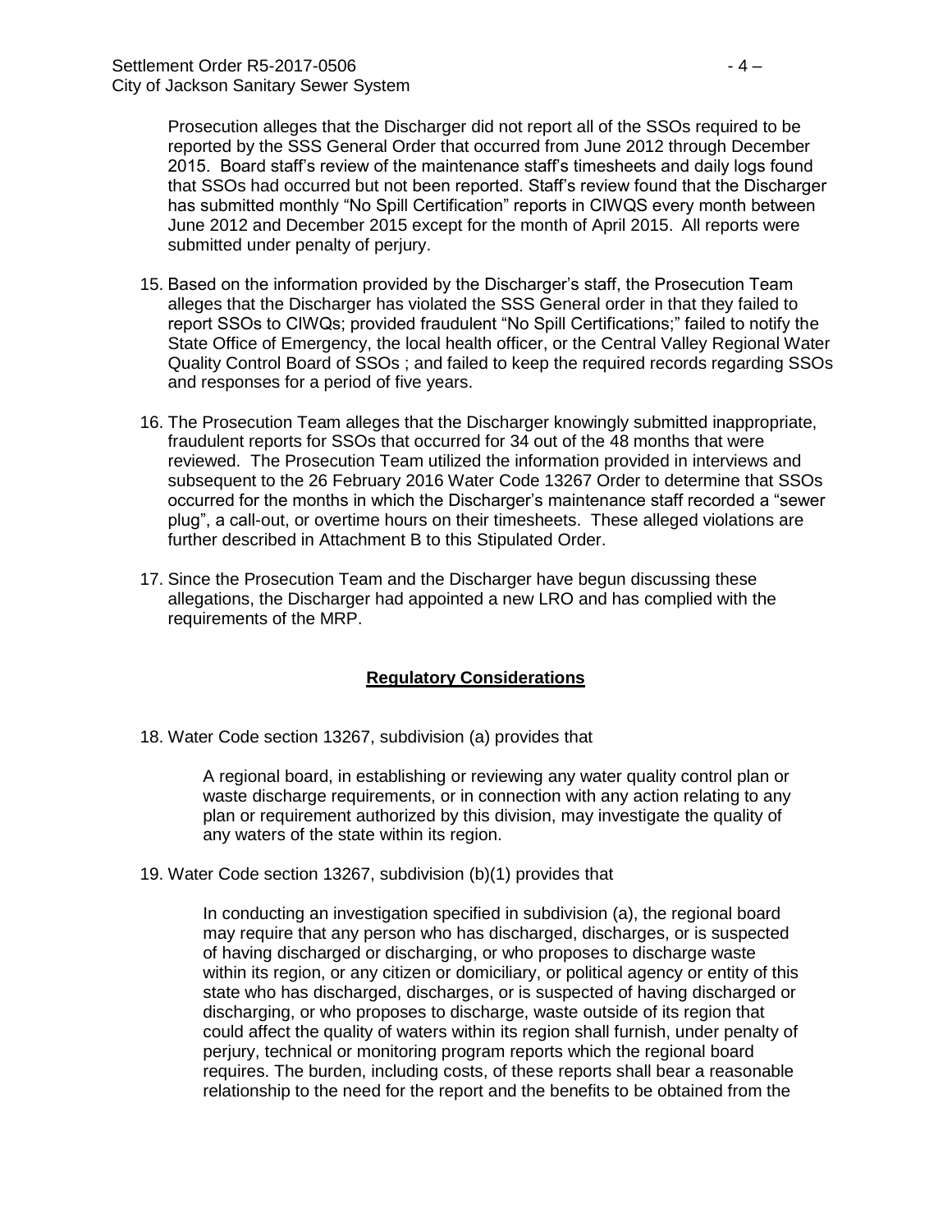Prosecution alleges that the Discharger did not report all of the SSOs required to be reported by the SSS General Order that occurred from June 2012 through December 2015. Board staff's review of the maintenance staff's timesheets and daily logs found that SSOs had occurred but not been reported. Staff's review found that the Discharger has submitted monthly "No Spill Certification" reports in CIWQS every month between June 2012 and December 2015 except for the month of April 2015. All reports were submitted under penalty of perjury.

15. Based on the information provided by the Discharger's staff, the Prosecution Team alleges that the Discharger has violated the SSS General order in that they failed to report SSOs to CIWQs; provided fraudulent "No Spill Certifications;" failed to notify the State Office of Emergency, the local health officer, or the Central Valley Regional Water Quality Control Board of SSOs ; and failed to keep the required records regarding SSOs and responses for a period of five years.

16. The Prosecution Team alleges that the Discharger knowingly submitted inappropriate, fraudulent reports for SSOs that occurred for 34 out of the 48 months that were reviewed. The Prosecution Team utilized the information provided in interviews and subsequent to the 26 February 2016 Water Code 13267 Order to determine that SSOs occurred for the months in which the Discharger's maintenance staff recorded a "sewer plug", a call-out, or overtime hours on their timesheets. These alleged violations are further described in Attachment B to this Stipulated Order.

17. Since the Prosecution Team and the Discharger have begun discussing these allegations, the Discharger had appointed a new LRO and has complied with the requirements of the MRP.

## **Regulatory Considerations**

18. Water Code section 13267, subdivision (a) provides that

    A regional board, in establishing or reviewing any water quality control plan or waste discharge requirements, or in connection with any action relating to any plan or requirement authorized by this division, may investigate the quality of any waters of the state within its region.

19. Water Code section 13267, subdivision (b)(1) provides that

    In conducting an investigation specified in subdivision (a), the regional board may require that any person who has discharged, discharges, or is suspected of having discharged or discharging, or who proposes to discharge waste within its region, or any citizen or domiciliary, or political agency or entity of this state who has discharged, discharges, or is suspected of having discharged or discharging, or who proposes to discharge, waste outside of its region that could affect the quality of waters within its region shall furnish, under penalty of perjury, technical or monitoring program reports which the regional board requires. The burden, including costs, of these reports shall bear a reasonable relationship to the need for the report and the benefits to be obtained from the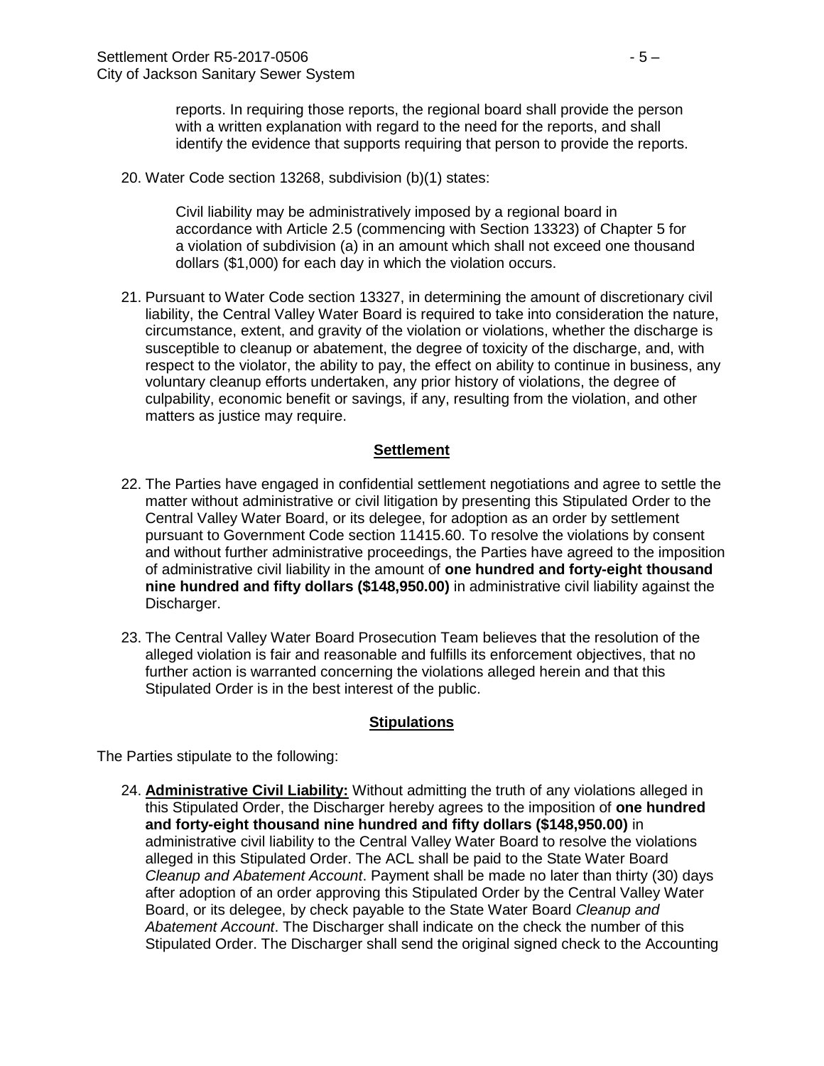reports. In requiring those reports, the regional board shall provide the person with a written explanation with regard to the need for the reports, and shall identify the evidence that supports requiring that person to provide the reports.

20. Water Code section 13268, subdivision (b)(1) states:

    Civil liability may be administratively imposed by a regional board in accordance with Article 2.5 (commencing with Section 13323) of Chapter 5 for a violation of subdivision (a) in an amount which shall not exceed one thousand dollars ($1,000) for each day in which the violation occurs.

21. Pursuant to Water Code section 13327, in determining the amount of discretionary civil liability, the Central Valley Water Board is required to take into consideration the nature, circumstance, extent, and gravity of the violation or violations, whether the discharge is susceptible to cleanup or abatement, the degree of toxicity of the discharge, and, with respect to the violator, the ability to pay, the effect on ability to continue in business, any voluntary cleanup efforts undertaken, any prior history of violations, the degree of culpability, economic benefit or savings, if any, resulting from the violation, and other matters as justice may require.

## Settlement

22. The Parties have engaged in confidential settlement negotiations and agree to settle the matter without administrative or civil litigation by presenting this Stipulated Order to the Central Valley Water Board, or its delegee, for adoption as an order by settlement pursuant to Government Code section 11415.60. To resolve the violations by consent and without further administrative proceedings, the Parties have agreed to the imposition of administrative civil liability in the amount of **one hundred and forty-eight thousand nine hundred and fifty dollars ($148,950.00)** in administrative civil liability against the Discharger.

23. The Central Valley Water Board Prosecution Team believes that the resolution of the alleged violation is fair and reasonable and fulfills its enforcement objectives, that no further action is warranted concerning the violations alleged herein and that this Stipulated Order is in the best interest of the public.

## Stipulations

The Parties stipulate to the following:

24. **Administrative Civil Liability:** Without admitting the truth of any violations alleged in this Stipulated Order, the Discharger hereby agrees to the imposition of **one hundred and forty-eight thousand nine hundred and fifty dollars ($148,950.00)** in administrative civil liability to the Central Valley Water Board to resolve the violations alleged in this Stipulated Order. The ACL shall be paid to the State Water Board *Cleanup and Abatement Account*. Payment shall be made no later than thirty (30) days after adoption of an order approving this Stipulated Order by the Central Valley Water Board, or its delegee, by check payable to the State Water Board *Cleanup and Abatement Account*. The Discharger shall indicate on the check the number of this Stipulated Order. The Discharger shall send the original signed check to the Accounting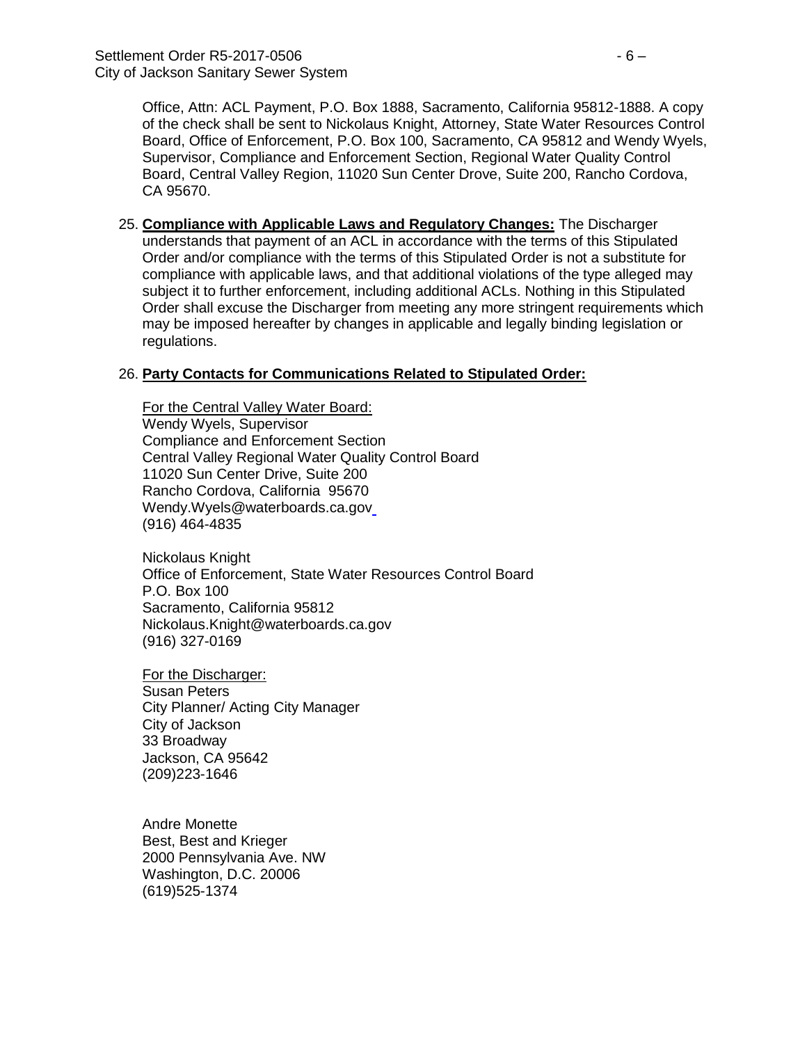Office, Attn: ACL Payment, P.O. Box 1888, Sacramento, California 95812-1888. A copy of the check shall be sent to Nickolaus Knight, Attorney, State Water Resources Control Board, Office of Enforcement, P.O. Box 100, Sacramento, CA 95812 and Wendy Wyels, Supervisor, Compliance and Enforcement Section, Regional Water Quality Control Board, Central Valley Region, 11020 Sun Center Drove, Suite 200, Rancho Cordova, CA 95670.

25. **Compliance with Applicable Laws and Regulatory Changes:** The Discharger understands that payment of an ACL in accordance with the terms of this Stipulated Order and/or compliance with the terms of this Stipulated Order is not a substitute for compliance with applicable laws, and that additional violations of the type alleged may subject it to further enforcement, including additional ACLs. Nothing in this Stipulated Order shall excuse the Discharger from meeting any more stringent requirements which may be imposed hereafter by changes in applicable and legally binding legislation or regulations.

26. **Party Contacts for Communications Related to Stipulated Order:**

For the Central Valley Water Board:
Wendy Wyels, Supervisor
Compliance and Enforcement Section
Central Valley Regional Water Quality Control Board
11020 Sun Center Drive, Suite 200
Rancho Cordova, California 95670
Wendy.Wyels@waterboards.ca.gov
(916) 464-4835

Nickolaus Knight
Office of Enforcement, State Water Resources Control Board
P.O. Box 100
Sacramento, California 95812
Nickolaus.Knight@waterboards.ca.gov
(916) 327-0169

For the Discharger:
Susan Peters
City Planner/ Acting City Manager
City of Jackson
33 Broadway
Jackson, CA 95642
(209)223-1646

Andre Monette
Best, Best and Krieger
2000 Pennsylvania Ave. NW
Washington, D.C. 20006
(619)525-1374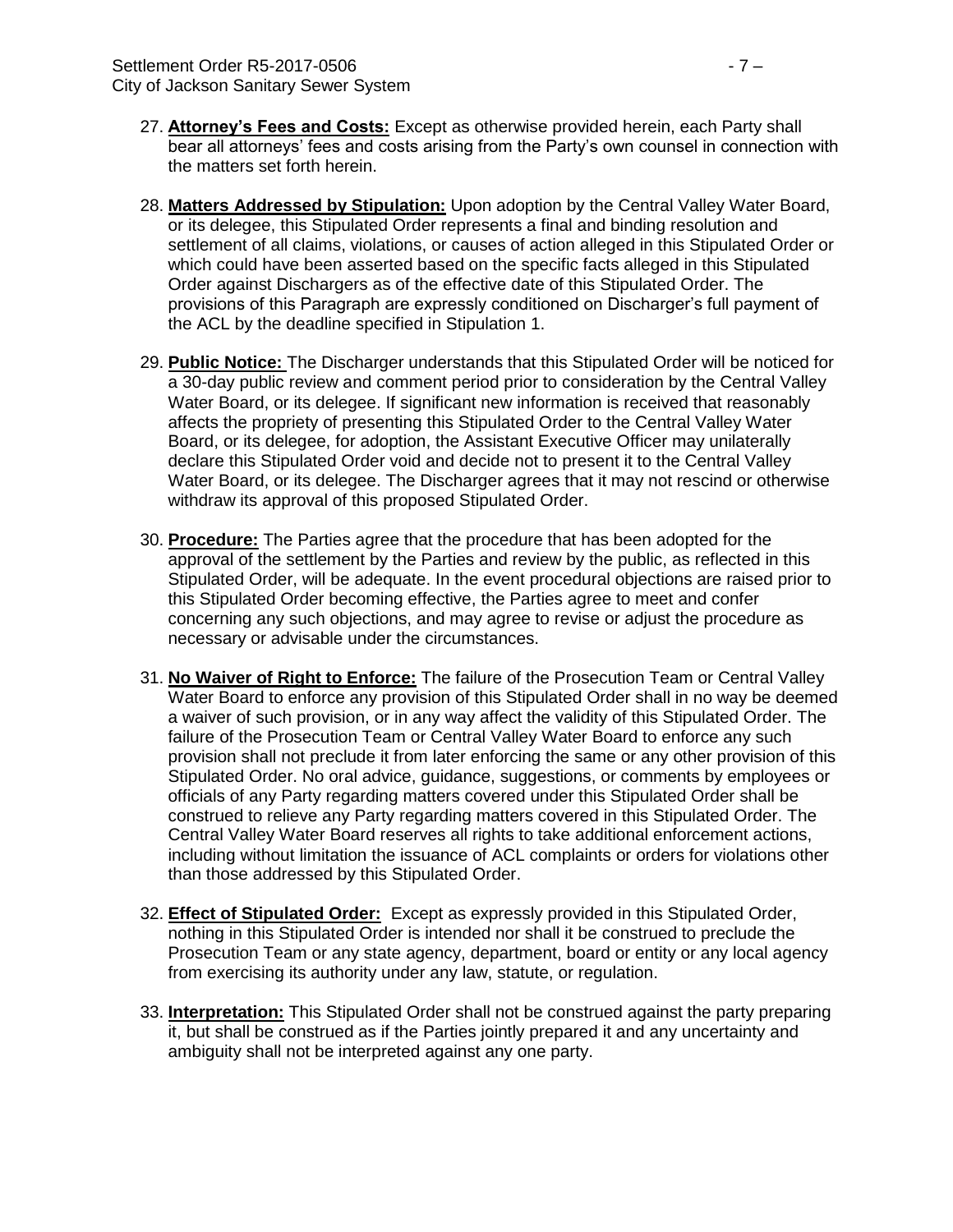27. **Attorney's Fees and Costs:** Except as otherwise provided herein, each Party shall bear all attorneys' fees and costs arising from the Party's own counsel in connection with the matters set forth herein.

28. **Matters Addressed by Stipulation:** Upon adoption by the Central Valley Water Board, or its delegee, this Stipulated Order represents a final and binding resolution and settlement of all claims, violations, or causes of action alleged in this Stipulated Order or which could have been asserted based on the specific facts alleged in this Stipulated Order against Dischargers as of the effective date of this Stipulated Order. The provisions of this Paragraph are expressly conditioned on Discharger's full payment of the ACL by the deadline specified in Stipulation 1.

29. **Public Notice:** The Discharger understands that this Stipulated Order will be noticed for a 30-day public review and comment period prior to consideration by the Central Valley Water Board, or its delegee. If significant new information is received that reasonably affects the propriety of presenting this Stipulated Order to the Central Valley Water Board, or its delegee, for adoption, the Assistant Executive Officer may unilaterally declare this Stipulated Order void and decide not to present it to the Central Valley Water Board, or its delegee. The Discharger agrees that it may not rescind or otherwise withdraw its approval of this proposed Stipulated Order.

30. **Procedure:** The Parties agree that the procedure that has been adopted for the approval of the settlement by the Parties and review by the public, as reflected in this Stipulated Order, will be adequate. In the event procedural objections are raised prior to this Stipulated Order becoming effective, the Parties agree to meet and confer concerning any such objections, and may agree to revise or adjust the procedure as necessary or advisable under the circumstances.

31. **No Waiver of Right to Enforce:** The failure of the Prosecution Team or Central Valley Water Board to enforce any provision of this Stipulated Order shall in no way be deemed a waiver of such provision, or in any way affect the validity of this Stipulated Order. The failure of the Prosecution Team or Central Valley Water Board to enforce any such provision shall not preclude it from later enforcing the same or any other provision of this Stipulated Order. No oral advice, guidance, suggestions, or comments by employees or officials of any Party regarding matters covered under this Stipulated Order shall be construed to relieve any Party regarding matters covered in this Stipulated Order. The Central Valley Water Board reserves all rights to take additional enforcement actions, including without limitation the issuance of ACL complaints or orders for violations other than those addressed by this Stipulated Order.

32. **Effect of Stipulated Order:** Except as expressly provided in this Stipulated Order, nothing in this Stipulated Order is intended nor shall it be construed to preclude the Prosecution Team or any state agency, department, board or entity or any local agency from exercising its authority under any law, statute, or regulation.

33. **Interpretation:** This Stipulated Order shall not be construed against the party preparing it, but shall be construed as if the Parties jointly prepared it and any uncertainty and ambiguity shall not be interpreted against any one party.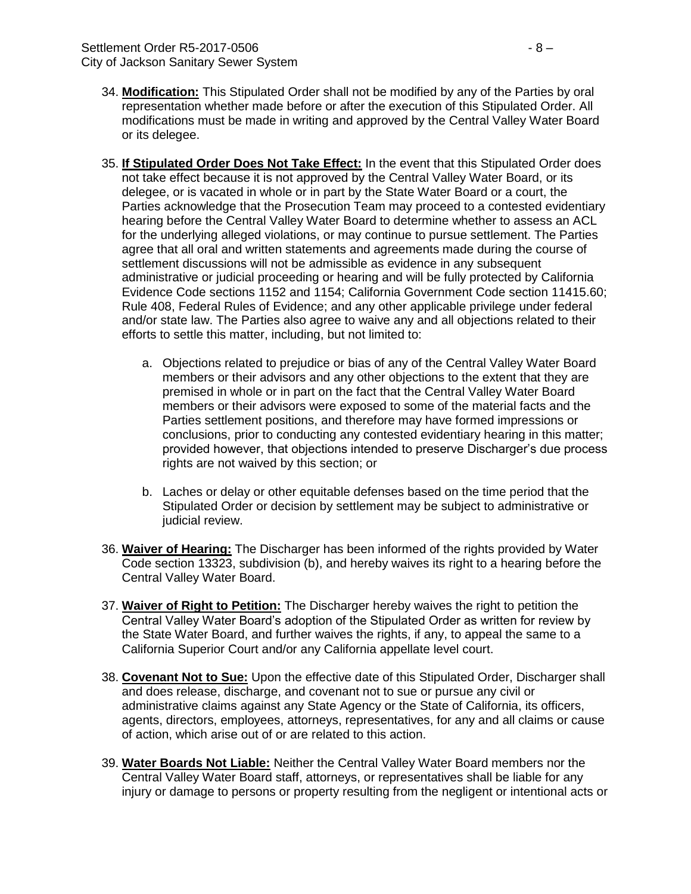34. **Modification:** This Stipulated Order shall not be modified by any of the Parties by oral representation whether made before or after the execution of this Stipulated Order. All modifications must be made in writing and approved by the Central Valley Water Board or its delegee.

35. **If Stipulated Order Does Not Take Effect:** In the event that this Stipulated Order does not take effect because it is not approved by the Central Valley Water Board, or its delegee, or is vacated in whole or in part by the State Water Board or a court, the Parties acknowledge that the Prosecution Team may proceed to a contested evidentiary hearing before the Central Valley Water Board to determine whether to assess an ACL for the underlying alleged violations, or may continue to pursue settlement. The Parties agree that all oral and written statements and agreements made during the course of settlement discussions will not be admissible as evidence in any subsequent administrative or judicial proceeding or hearing and will be fully protected by California Evidence Code sections 1152 and 1154; California Government Code section 11415.60; Rule 408, Federal Rules of Evidence; and any other applicable privilege under federal and/or state law. The Parties also agree to waive any and all objections related to their efforts to settle this matter, including, but not limited to:

    a. Objections related to prejudice or bias of any of the Central Valley Water Board members or their advisors and any other objections to the extent that they are premised in whole or in part on the fact that the Central Valley Water Board members or their advisors were exposed to some of the material facts and the Parties settlement positions, and therefore may have formed impressions or conclusions, prior to conducting any contested evidentiary hearing in this matter; provided however, that objections intended to preserve Discharger's due process rights are not waived by this section; or

    b. Laches or delay or other equitable defenses based on the time period that the Stipulated Order or decision by settlement may be subject to administrative or judicial review.

36. **Waiver of Hearing:** The Discharger has been informed of the rights provided by Water Code section 13323, subdivision (b), and hereby waives its right to a hearing before the Central Valley Water Board.

37. **Waiver of Right to Petition:** The Discharger hereby waives the right to petition the Central Valley Water Board's adoption of the Stipulated Order as written for review by the State Water Board, and further waives the rights, if any, to appeal the same to a California Superior Court and/or any California appellate level court.

38. **Covenant Not to Sue:** Upon the effective date of this Stipulated Order, Discharger shall and does release, discharge, and covenant not to sue or pursue any civil or administrative claims against any State Agency or the State of California, its officers, agents, directors, employees, attorneys, representatives, for any and all claims or cause of action, which arise out of or are related to this action.

39. **Water Boards Not Liable:** Neither the Central Valley Water Board members nor the Central Valley Water Board staff, attorneys, or representatives shall be liable for any injury or damage to persons or property resulting from the negligent or intentional acts or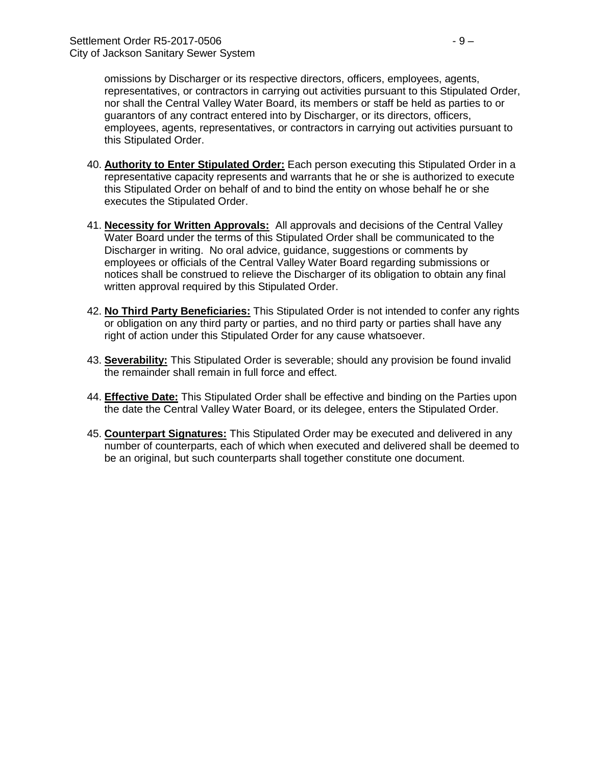omissions by Discharger or its respective directors, officers, employees, agents, representatives, or contractors in carrying out activities pursuant to this Stipulated Order, nor shall the Central Valley Water Board, its members or staff be held as parties to or guarantors of any contract entered into by Discharger, or its directors, officers, employees, agents, representatives, or contractors in carrying out activities pursuant to this Stipulated Order.

40. **Authority to Enter Stipulated Order:** Each person executing this Stipulated Order in a representative capacity represents and warrants that he or she is authorized to execute this Stipulated Order on behalf of and to bind the entity on whose behalf he or she executes the Stipulated Order.

41. **Necessity for Written Approvals:** All approvals and decisions of the Central Valley Water Board under the terms of this Stipulated Order shall be communicated to the Discharger in writing. No oral advice, guidance, suggestions or comments by employees or officials of the Central Valley Water Board regarding submissions or notices shall be construed to relieve the Discharger of its obligation to obtain any final written approval required by this Stipulated Order.

42. **No Third Party Beneficiaries:** This Stipulated Order is not intended to confer any rights or obligation on any third party or parties, and no third party or parties shall have any right of action under this Stipulated Order for any cause whatsoever.

43. **Severability:** This Stipulated Order is severable; should any provision be found invalid the remainder shall remain in full force and effect.

44. **Effective Date:** This Stipulated Order shall be effective and binding on the Parties upon the date the Central Valley Water Board, or its delegee, enters the Stipulated Order.

45. **Counterpart Signatures:** This Stipulated Order may be executed and delivered in any number of counterparts, each of which when executed and delivered shall be deemed to be an original, but such counterparts shall together constitute one document.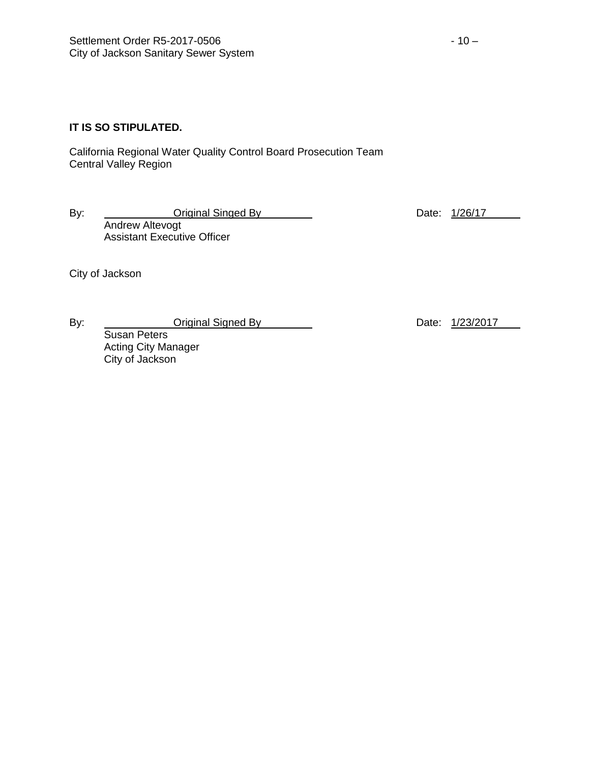**IT IS SO STIPULATED.**

California Regional Water Quality Control Board Prosecution Team
Central Valley Region

By: Original Singed By
Andrew Altevogt
Assistant Executive Officer

Date: 1/26/17

City of Jackson

By: Original Signed By
Susan Peters
Acting City Manager
City of Jackson

Date: 1/23/2017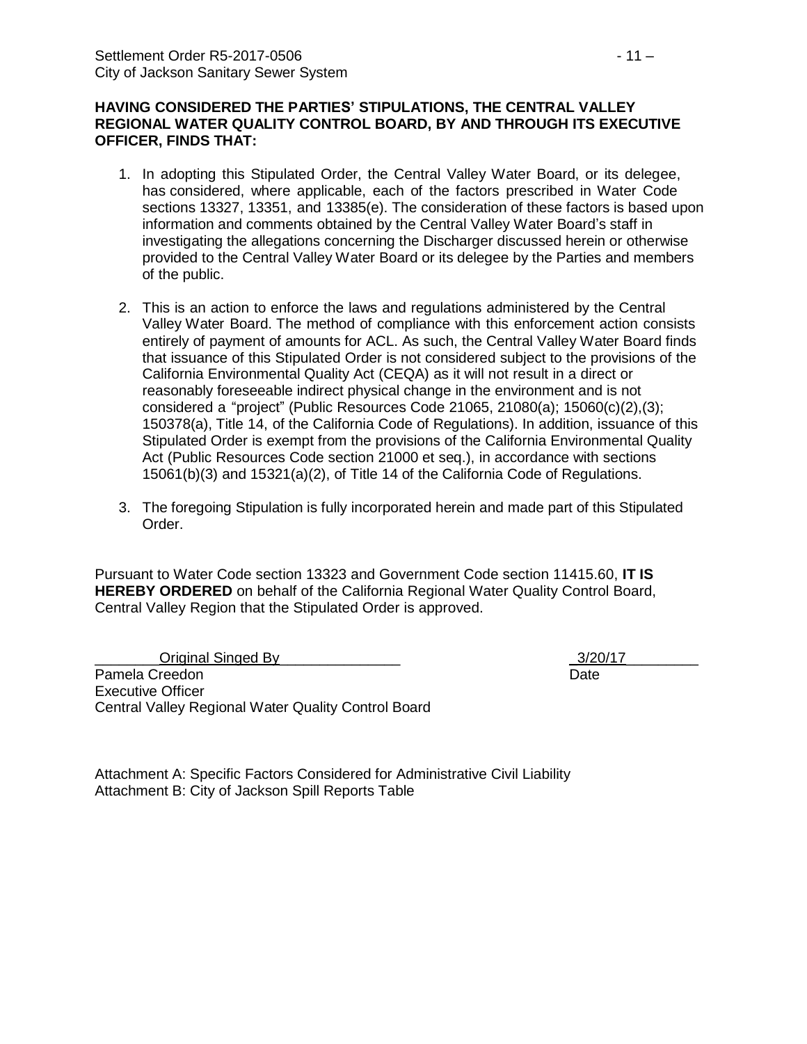**HAVING CONSIDERED THE PARTIES' STIPULATIONS, THE CENTRAL VALLEY REGIONAL WATER QUALITY CONTROL BOARD, BY AND THROUGH ITS EXECUTIVE OFFICER, FINDS THAT:**

1. In adopting this Stipulated Order, the Central Valley Water Board, or its delegee, has considered, where applicable, each of the factors prescribed in Water Code sections 13327, 13351, and 13385(e). The consideration of these factors is based upon information and comments obtained by the Central Valley Water Board's staff in investigating the allegations concerning the Discharger discussed herein or otherwise provided to the Central Valley Water Board or its delegee by the Parties and members of the public.

2. This is an action to enforce the laws and regulations administered by the Central Valley Water Board. The method of compliance with this enforcement action consists entirely of payment of amounts for ACL. As such, the Central Valley Water Board finds that issuance of this Stipulated Order is not considered subject to the provisions of the California Environmental Quality Act (CEQA) as it will not result in a direct or reasonably foreseeable indirect physical change in the environment and is not considered a "project" (Public Resources Code 21065, 21080(a); 15060(c)(2),(3); 150378(a), Title 14, of the California Code of Regulations). In addition, issuance of this Stipulated Order is exempt from the provisions of the California Environmental Quality Act (Public Resources Code section 21000 et seq.), in accordance with sections 15061(b)(3) and 15321(a)(2), of Title 14 of the California Code of Regulations.

3. The foregoing Stipulation is fully incorporated herein and made part of this Stipulated Order.

Pursuant to Water Code section 13323 and Government Code section 11415.60, **IT IS HEREBY ORDERED** on behalf of the California Regional Water Quality Control Board, Central Valley Region that the Stipulated Order is approved.

Original Singed By ______________ 3/20/17

Pamela Creedon
Executive Officer
Central Valley Regional Water Quality Control Board

Date

Attachment A: Specific Factors Considered for Administrative Civil Liability
Attachment B: City of Jackson Spill Reports Table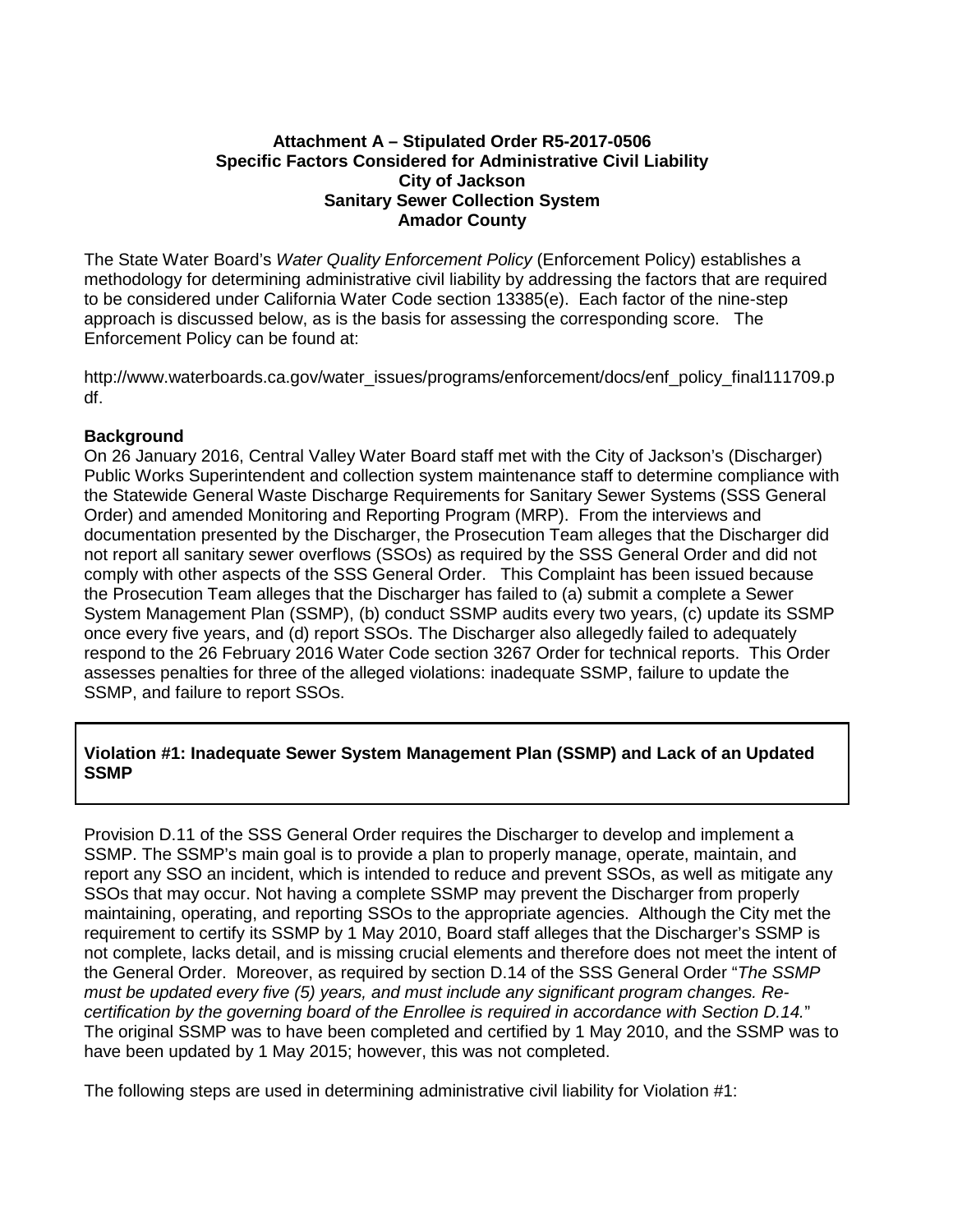**Attachment A – Stipulated Order R5-2017-0506**
**Specific Factors Considered for Administrative Civil Liability**
**City of Jackson**
**Sanitary Sewer Collection System**
**Amador County**

The State Water Board's *Water Quality Enforcement Policy* (Enforcement Policy) establishes a methodology for determining administrative civil liability by addressing the factors that are required to be considered under California Water Code section 13385(e). Each factor of the nine-step approach is discussed below, as is the basis for assessing the corresponding score. The Enforcement Policy can be found at:

http://www.waterboards.ca.gov/water_issues/programs/enforcement/docs/enf_policy_final111709.pdf.

**Background**

On 26 January 2016, Central Valley Water Board staff met with the City of Jackson's (Discharger) Public Works Superintendent and collection system maintenance staff to determine compliance with the Statewide General Waste Discharge Requirements for Sanitary Sewer Systems (SSS General Order) and amended Monitoring and Reporting Program (MRP). From the interviews and documentation presented by the Discharger, the Prosecution Team alleges that the Discharger did not report all sanitary sewer overflows (SSOs) as required by the SSS General Order and did not comply with other aspects of the SSS General Order. This Complaint has been issued because the Prosecution Team alleges that the Discharger has failed to (a) submit a complete a Sewer System Management Plan (SSMP), (b) conduct SSMP audits every two years, (c) update its SSMP once every five years, and (d) report SSOs. The Discharger also allegedly failed to adequately respond to the 26 February 2016 Water Code section 3267 Order for technical reports. This Order assesses penalties for three of the alleged violations: inadequate SSMP, failure to update the SSMP, and failure to report SSOs.

**Violation #1: Inadequate Sewer System Management Plan (SSMP) and Lack of an Updated SSMP**

Provision D.11 of the SSS General Order requires the Discharger to develop and implement a SSMP. The SSMP's main goal is to provide a plan to properly manage, operate, maintain, and report any SSO an incident, which is intended to reduce and prevent SSOs, as well as mitigate any SSOs that may occur. Not having a complete SSMP may prevent the Discharger from properly maintaining, operating, and reporting SSOs to the appropriate agencies. Although the City met the requirement to certify its SSMP by 1 May 2010, Board staff alleges that the Discharger's SSMP is not complete, lacks detail, and is missing crucial elements and therefore does not meet the intent of the General Order. Moreover, as required by section D.14 of the SSS General Order "*The SSMP must be updated every five (5) years, and must include any significant program changes. Re-certification by the governing board of the Enrollee is required in accordance with Section D.14.*" The original SSMP was to have been completed and certified by 1 May 2010, and the SSMP was to have been updated by 1 May 2015; however, this was not completed.

The following steps are used in determining administrative civil liability for Violation #1: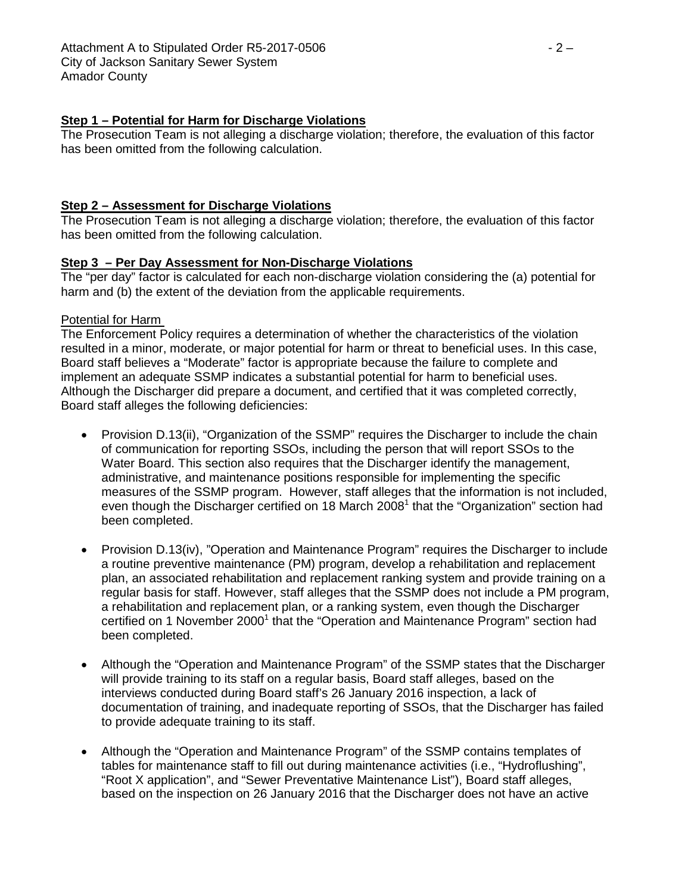**Step 1 – Potential for Harm for Discharge Violations**
The Prosecution Team is not alleging a discharge violation; therefore, the evaluation of this factor has been omitted from the following calculation.

**Step 2 – Assessment for Discharge Violations**
The Prosecution Team is not alleging a discharge violation; therefore, the evaluation of this factor has been omitted from the following calculation.

**Step 3 – Per Day Assessment for Non-Discharge Violations**
The "per day" factor is calculated for each non-discharge violation considering the (a) potential for harm and (b) the extent of the deviation from the applicable requirements.

Potential for Harm
The Enforcement Policy requires a determination of whether the characteristics of the violation resulted in a minor, moderate, or major potential for harm or threat to beneficial uses. In this case, Board staff believes a "Moderate" factor is appropriate because the failure to complete and implement an adequate SSMP indicates a substantial potential for harm to beneficial uses. Although the Discharger did prepare a document, and certified that it was completed correctly, Board staff alleges the following deficiencies:

- Provision D.13(ii), "Organization of the SSMP" requires the Discharger to include the chain of communication for reporting SSOs, including the person that will report SSOs to the Water Board. This section also requires that the Discharger identify the management, administrative, and maintenance positions responsible for implementing the specific measures of the SSMP program. However, staff alleges that the information is not included, even though the Discharger certified on 18 March 2008[1] that the "Organization" section had been completed.

- Provision D.13(iv), "Operation and Maintenance Program" requires the Discharger to include a routine preventive maintenance (PM) program, develop a rehabilitation and replacement plan, an associated rehabilitation and replacement ranking system and provide training on a regular basis for staff. However, staff alleges that the SSMP does not include a PM program, a rehabilitation and replacement plan, or a ranking system, even though the Discharger certified on 1 November 2000[1] that the "Operation and Maintenance Program" section had been completed.

- Although the "Operation and Maintenance Program" of the SSMP states that the Discharger will provide training to its staff on a regular basis, Board staff alleges, based on the interviews conducted during Board staff's 26 January 2016 inspection, a lack of documentation of training, and inadequate reporting of SSOs, that the Discharger has failed to provide adequate training to its staff.

- Although the "Operation and Maintenance Program" of the SSMP contains templates of tables for maintenance staff to fill out during maintenance activities (i.e., "Hydroflushing", "Root X application", and "Sewer Preventative Maintenance List"), Board staff alleges, based on the inspection on 26 January 2016 that the Discharger does not have an active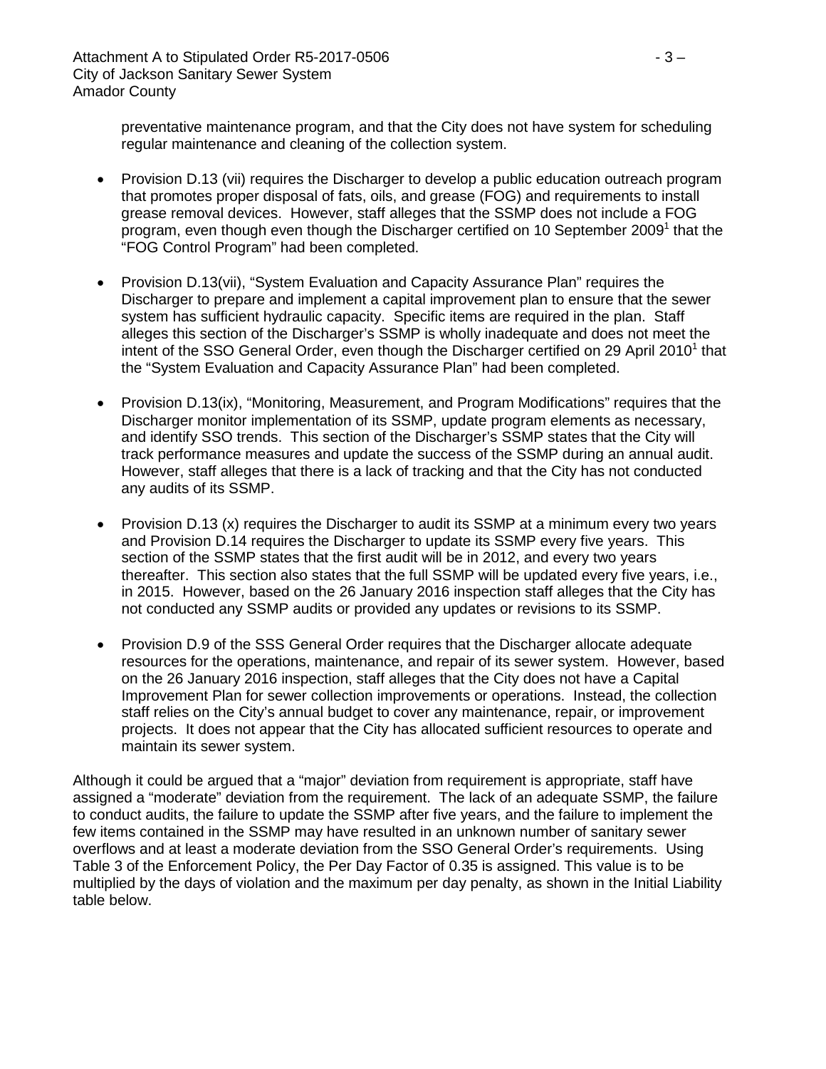preventative maintenance program, and that the City does not have system for scheduling regular maintenance and cleaning of the collection system.

- Provision D.13 (vii) requires the Discharger to develop a public education outreach program that promotes proper disposal of fats, oils, and grease (FOG) and requirements to install grease removal devices. However, staff alleges that the SSMP does not include a FOG program, even though even though the Discharger certified on 10 September 2009[1] that the "FOG Control Program" had been completed.

- Provision D.13(vii), "System Evaluation and Capacity Assurance Plan" requires the Discharger to prepare and implement a capital improvement plan to ensure that the sewer system has sufficient hydraulic capacity. Specific items are required in the plan. Staff alleges this section of the Discharger's SSMP is wholly inadequate and does not meet the intent of the SSO General Order, even though the Discharger certified on 29 April 2010[1] that the "System Evaluation and Capacity Assurance Plan" had been completed.

- Provision D.13(ix), "Monitoring, Measurement, and Program Modifications" requires that the Discharger monitor implementation of its SSMP, update program elements as necessary, and identify SSO trends. This section of the Discharger's SSMP states that the City will track performance measures and update the success of the SSMP during an annual audit. However, staff alleges that there is a lack of tracking and that the City has not conducted any audits of its SSMP.

- Provision D.13 (x) requires the Discharger to audit its SSMP at a minimum every two years and Provision D.14 requires the Discharger to update its SSMP every five years. This section of the SSMP states that the first audit will be in 2012, and every two years thereafter. This section also states that the full SSMP will be updated every five years, i.e., in 2015. However, based on the 26 January 2016 inspection staff alleges that the City has not conducted any SSMP audits or provided any updates or revisions to its SSMP.

- Provision D.9 of the SSS General Order requires that the Discharger allocate adequate resources for the operations, maintenance, and repair of its sewer system. However, based on the 26 January 2016 inspection, staff alleges that the City does not have a Capital Improvement Plan for sewer collection improvements or operations. Instead, the collection staff relies on the City's annual budget to cover any maintenance, repair, or improvement projects. It does not appear that the City has allocated sufficient resources to operate and maintain its sewer system.

Although it could be argued that a "major" deviation from requirement is appropriate, staff have assigned a "moderate" deviation from the requirement. The lack of an adequate SSMP, the failure to conduct audits, the failure to update the SSMP after five years, and the failure to implement the few items contained in the SSMP may have resulted in an unknown number of sanitary sewer overflows and at least a moderate deviation from the SSO General Order's requirements. Using Table 3 of the Enforcement Policy, the Per Day Factor of 0.35 is assigned. This value is to be multiplied by the days of violation and the maximum per day penalty, as shown in the Initial Liability table below.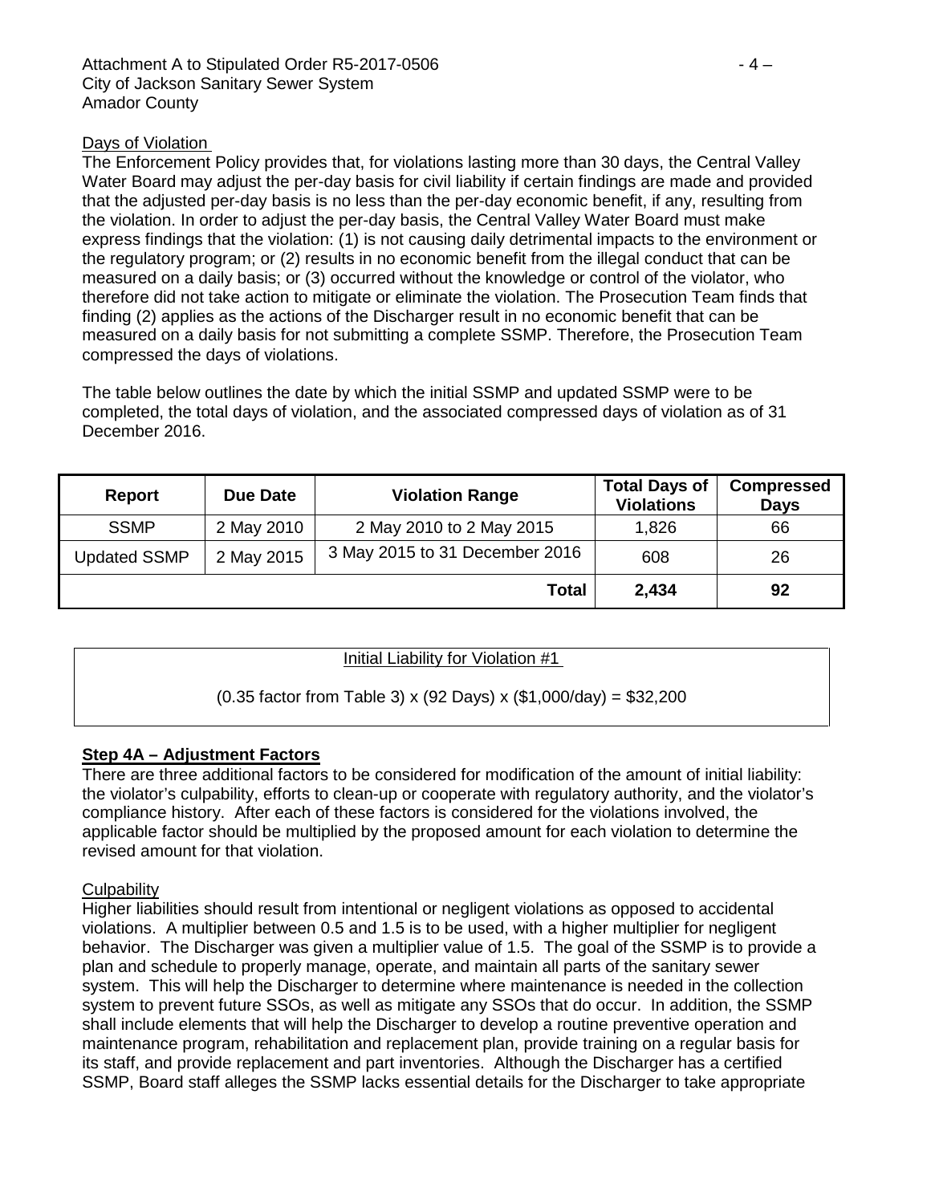Days of Violation

The Enforcement Policy provides that, for violations lasting more than 30 days, the Central Valley Water Board may adjust the per-day basis for civil liability if certain findings are made and provided that the adjusted per-day basis is no less than the per-day economic benefit, if any, resulting from the violation. In order to adjust the per-day basis, the Central Valley Water Board must make express findings that the violation: (1) is not causing daily detrimental impacts to the environment or the regulatory program; or (2) results in no economic benefit from the illegal conduct that can be measured on a daily basis; or (3) occurred without the knowledge or control of the violator, who therefore did not take action to mitigate or eliminate the violation. The Prosecution Team finds that finding (2) applies as the actions of the Discharger result in no economic benefit that can be measured on a daily basis for not submitting a complete SSMP. Therefore, the Prosecution Team compressed the days of violations.

The table below outlines the date by which the initial SSMP and updated SSMP were to be completed, the total days of violation, and the associated compressed days of violation as of 31 December 2016.

| Report | Due Date | Violation Range | Total Days of Violations | Compressed Days |
|---|---|---|---|---|
| SSMP | 2 May 2010 | 2 May 2010 to 2 May 2015 | 1,826 | 66 |
| Updated SSMP | 2 May 2015 | 3 May 2015 to 31 December 2016 | 608 | 26 |
| | | **Total** | **2,434** | **92** |

Initial Liability for Violation #1

(0.35 factor from Table 3) x (92 Days) x ($1,000/day) = $32,200

**Step 4A – Adjustment Factors**

There are three additional factors to be considered for modification of the amount of initial liability: the violator's culpability, efforts to clean-up or cooperate with regulatory authority, and the violator's compliance history. After each of these factors is considered for the violations involved, the applicable factor should be multiplied by the proposed amount for each violation to determine the revised amount for that violation.

Culpability

Higher liabilities should result from intentional or negligent violations as opposed to accidental violations. A multiplier between 0.5 and 1.5 is to be used, with a higher multiplier for negligent behavior. The Discharger was given a multiplier value of 1.5. The goal of the SSMP is to provide a plan and schedule to properly manage, operate, and maintain all parts of the sanitary sewer system. This will help the Discharger to determine where maintenance is needed in the collection system to prevent future SSOs, as well as mitigate any SSOs that do occur. In addition, the SSMP shall include elements that will help the Discharger to develop a routine preventive operation and maintenance program, rehabilitation and replacement plan, provide training on a regular basis for its staff, and provide replacement and part inventories. Although the Discharger has a certified SSMP, Board staff alleges the SSMP lacks essential details for the Discharger to take appropriate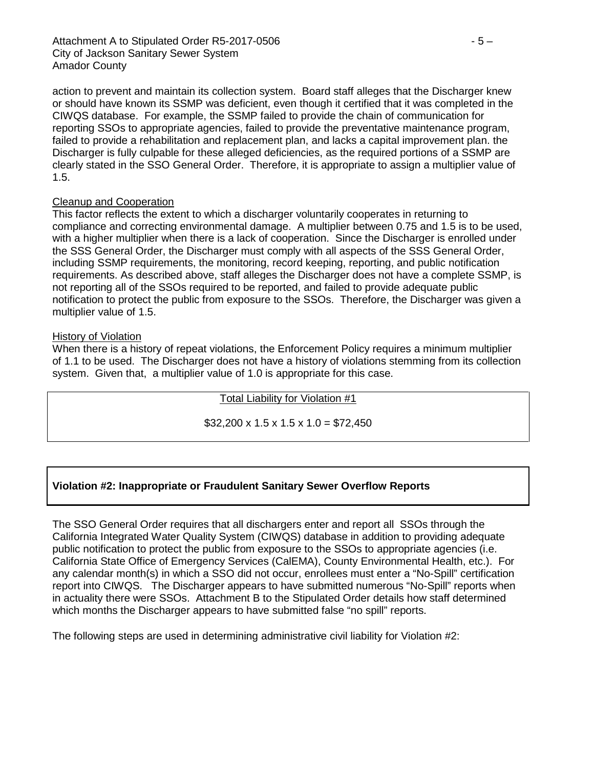action to prevent and maintain its collection system. Board staff alleges that the Discharger knew or should have known its SSMP was deficient, even though it certified that it was completed in the CIWQS database. For example, the SSMP failed to provide the chain of communication for reporting SSOs to appropriate agencies, failed to provide the preventative maintenance program, failed to provide a rehabilitation and replacement plan, and lacks a capital improvement plan. the Discharger is fully culpable for these alleged deficiencies, as the required portions of a SSMP are clearly stated in the SSO General Order. Therefore, it is appropriate to assign a multiplier value of 1.5.

Cleanup and Cooperation

This factor reflects the extent to which a discharger voluntarily cooperates in returning to compliance and correcting environmental damage. A multiplier between 0.75 and 1.5 is to be used, with a higher multiplier when there is a lack of cooperation. Since the Discharger is enrolled under the SSS General Order, the Discharger must comply with all aspects of the SSS General Order, including SSMP requirements, the monitoring, record keeping, reporting, and public notification requirements. As described above, staff alleges the Discharger does not have a complete SSMP, is not reporting all of the SSOs required to be reported, and failed to provide adequate public notification to protect the public from exposure to the SSOs. Therefore, the Discharger was given a multiplier value of 1.5.

History of Violation

When there is a history of repeat violations, the Enforcement Policy requires a minimum multiplier of 1.1 to be used. The Discharger does not have a history of violations stemming from its collection system. Given that, a multiplier value of 1.0 is appropriate for this case.

Total Liability for Violation #1

$32,200 x 1.5 x 1.5 x 1.0 = $72,450

**Violation #2: Inappropriate or Fraudulent Sanitary Sewer Overflow Reports**

The SSO General Order requires that all dischargers enter and report all SSOs through the California Integrated Water Quality System (CIWQS) database in addition to providing adequate public notification to protect the public from exposure to the SSOs to appropriate agencies (i.e. California State Office of Emergency Services (CalEMA), County Environmental Health, etc.). For any calendar month(s) in which a SSO did not occur, enrollees must enter a "No-Spill" certification report into CIWQS. The Discharger appears to have submitted numerous "No-Spill" reports when in actuality there were SSOs. Attachment B to the Stipulated Order details how staff determined which months the Discharger appears to have submitted false "no spill" reports.

The following steps are used in determining administrative civil liability for Violation #2: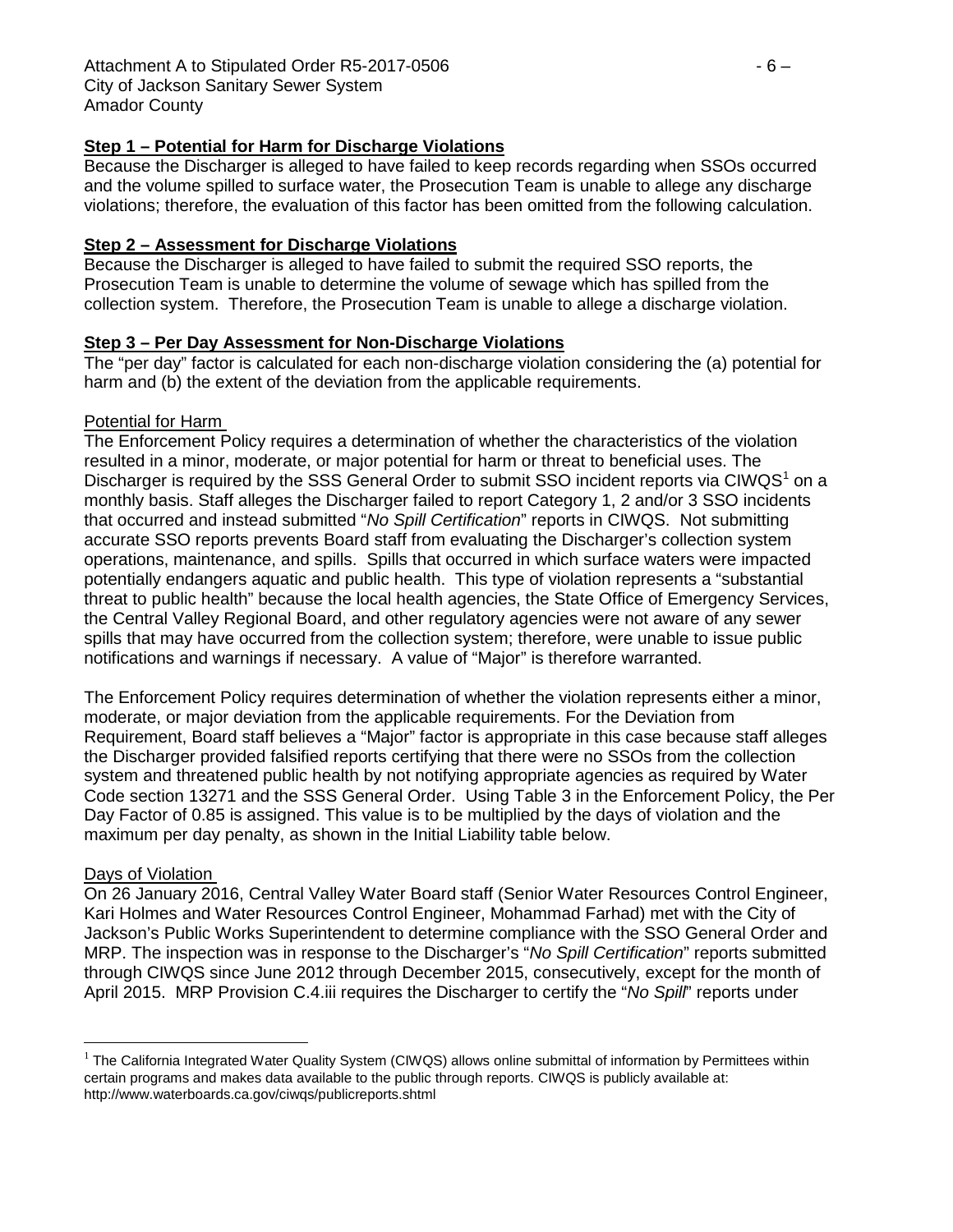**Step 1 – Potential for Harm for Discharge Violations**

Because the Discharger is alleged to have failed to keep records regarding when SSOs occurred and the volume spilled to surface water, the Prosecution Team is unable to allege any discharge violations; therefore, the evaluation of this factor has been omitted from the following calculation.

**Step 2 – Assessment for Discharge Violations**

Because the Discharger is alleged to have failed to submit the required SSO reports, the Prosecution Team is unable to determine the volume of sewage which has spilled from the collection system. Therefore, the Prosecution Team is unable to allege a discharge violation.

**Step 3 – Per Day Assessment for Non-Discharge Violations**

The "per day" factor is calculated for each non-discharge violation considering the (a) potential for harm and (b) the extent of the deviation from the applicable requirements.

Potential for Harm

The Enforcement Policy requires a determination of whether the characteristics of the violation resulted in a minor, moderate, or major potential for harm or threat to beneficial uses. The Discharger is required by the SSS General Order to submit SSO incident reports via CIWQS[1] on a monthly basis. Staff alleges the Discharger failed to report Category 1, 2 and/or 3 SSO incidents that occurred and instead submitted "*No Spill Certification*" reports in CIWQS. Not submitting accurate SSO reports prevents Board staff from evaluating the Discharger's collection system operations, maintenance, and spills. Spills that occurred in which surface waters were impacted potentially endangers aquatic and public health. This type of violation represents a "substantial threat to public health" because the local health agencies, the State Office of Emergency Services, the Central Valley Regional Board, and other regulatory agencies were not aware of any sewer spills that may have occurred from the collection system; therefore, were unable to issue public notifications and warnings if necessary. A value of "Major" is therefore warranted.

The Enforcement Policy requires determination of whether the violation represents either a minor, moderate, or major deviation from the applicable requirements. For the Deviation from Requirement, Board staff believes a "Major" factor is appropriate in this case because staff alleges the Discharger provided falsified reports certifying that there were no SSOs from the collection system and threatened public health by not notifying appropriate agencies as required by Water Code section 13271 and the SSS General Order. Using Table 3 in the Enforcement Policy, the Per Day Factor of 0.85 is assigned. This value is to be multiplied by the days of violation and the maximum per day penalty, as shown in the Initial Liability table below.

Days of Violation

On 26 January 2016, Central Valley Water Board staff (Senior Water Resources Control Engineer, Kari Holmes and Water Resources Control Engineer, Mohammad Farhad) met with the City of Jackson's Public Works Superintendent to determine compliance with the SSO General Order and MRP. The inspection was in response to the Discharger's "*No Spill Certification*" reports submitted through CIWQS since June 2012 through December 2015, consecutively, except for the month of April 2015. MRP Provision C.4.iii requires the Discharger to certify the "*No Spill*" reports under

[1] The California Integrated Water Quality System (CIWQS) allows online submittal of information by Permittees within certain programs and makes data available to the public through reports. CIWQS is publicly available at: http://www.waterboards.ca.gov/ciwqs/publicreports.shtml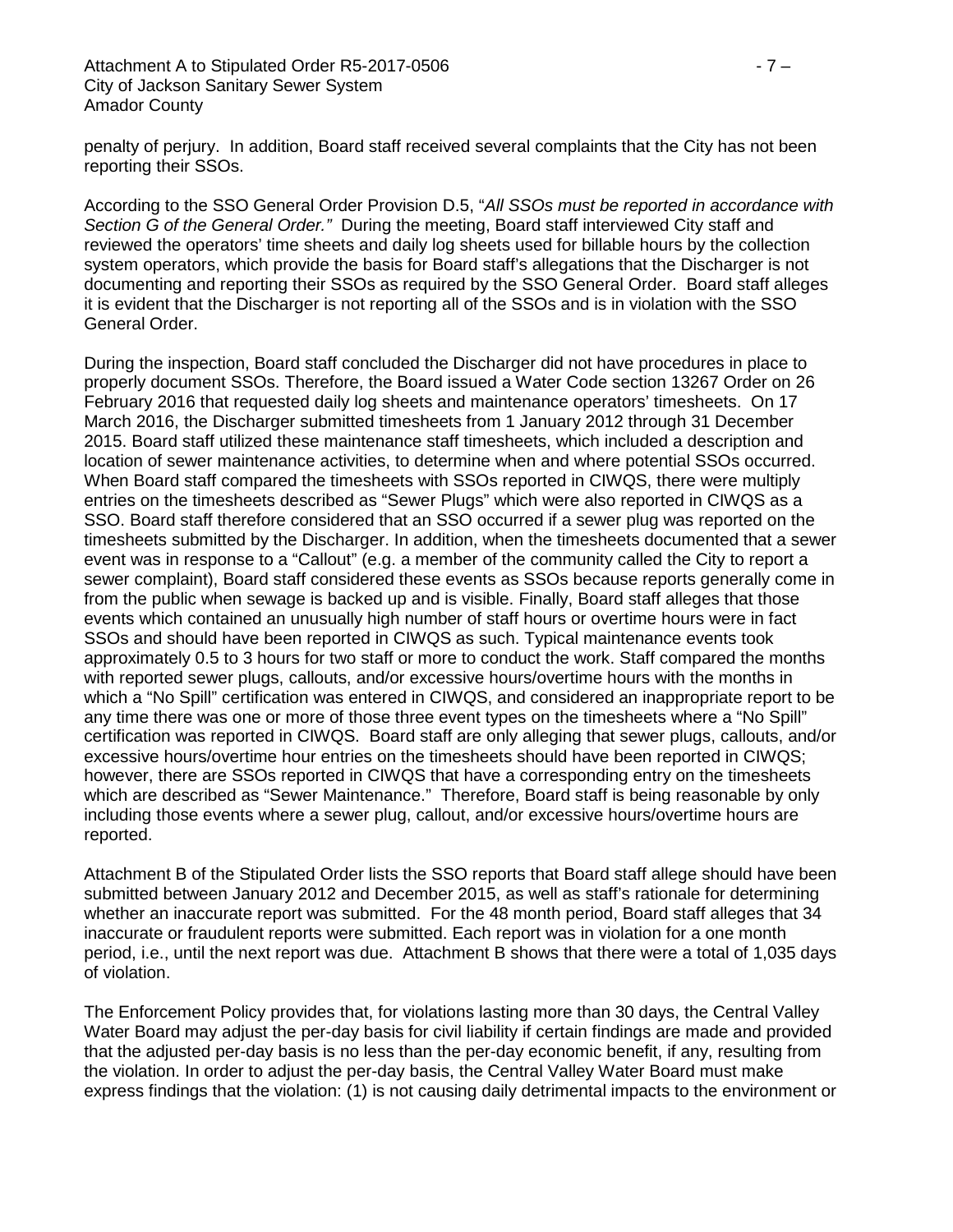penalty of perjury. In addition, Board staff received several complaints that the City has not been reporting their SSOs.

According to the SSO General Order Provision D.5, "*All SSOs must be reported in accordance with Section G of the General Order.*" During the meeting, Board staff interviewed City staff and reviewed the operators' time sheets and daily log sheets used for billable hours by the collection system operators, which provide the basis for Board staff's allegations that the Discharger is not documenting and reporting their SSOs as required by the SSO General Order. Board staff alleges it is evident that the Discharger is not reporting all of the SSOs and is in violation with the SSO General Order.

During the inspection, Board staff concluded the Discharger did not have procedures in place to properly document SSOs. Therefore, the Board issued a Water Code section 13267 Order on 26 February 2016 that requested daily log sheets and maintenance operators' timesheets. On 17 March 2016, the Discharger submitted timesheets from 1 January 2012 through 31 December 2015. Board staff utilized these maintenance staff timesheets, which included a description and location of sewer maintenance activities, to determine when and where potential SSOs occurred. When Board staff compared the timesheets with SSOs reported in CIWQS, there were multiply entries on the timesheets described as "Sewer Plugs" which were also reported in CIWQS as a SSO. Board staff therefore considered that an SSO occurred if a sewer plug was reported on the timesheets submitted by the Discharger. In addition, when the timesheets documented that a sewer event was in response to a "Callout" (e.g. a member of the community called the City to report a sewer complaint), Board staff considered these events as SSOs because reports generally come in from the public when sewage is backed up and is visible. Finally, Board staff alleges that those events which contained an unusually high number of staff hours or overtime hours were in fact SSOs and should have been reported in CIWQS as such. Typical maintenance events took approximately 0.5 to 3 hours for two staff or more to conduct the work. Staff compared the months with reported sewer plugs, callouts, and/or excessive hours/overtime hours with the months in which a "No Spill" certification was entered in CIWQS, and considered an inappropriate report to be any time there was one or more of those three event types on the timesheets where a "No Spill" certification was reported in CIWQS. Board staff are only alleging that sewer plugs, callouts, and/or excessive hours/overtime hour entries on the timesheets should have been reported in CIWQS; however, there are SSOs reported in CIWQS that have a corresponding entry on the timesheets which are described as "Sewer Maintenance." Therefore, Board staff is being reasonable by only including those events where a sewer plug, callout, and/or excessive hours/overtime hours are reported.

Attachment B of the Stipulated Order lists the SSO reports that Board staff allege should have been submitted between January 2012 and December 2015, as well as staff's rationale for determining whether an inaccurate report was submitted. For the 48 month period, Board staff alleges that 34 inaccurate or fraudulent reports were submitted. Each report was in violation for a one month period, i.e., until the next report was due. Attachment B shows that there were a total of 1,035 days of violation.

The Enforcement Policy provides that, for violations lasting more than 30 days, the Central Valley Water Board may adjust the per-day basis for civil liability if certain findings are made and provided that the adjusted per-day basis is no less than the per-day economic benefit, if any, resulting from the violation. In order to adjust the per-day basis, the Central Valley Water Board must make express findings that the violation: (1) is not causing daily detrimental impacts to the environment or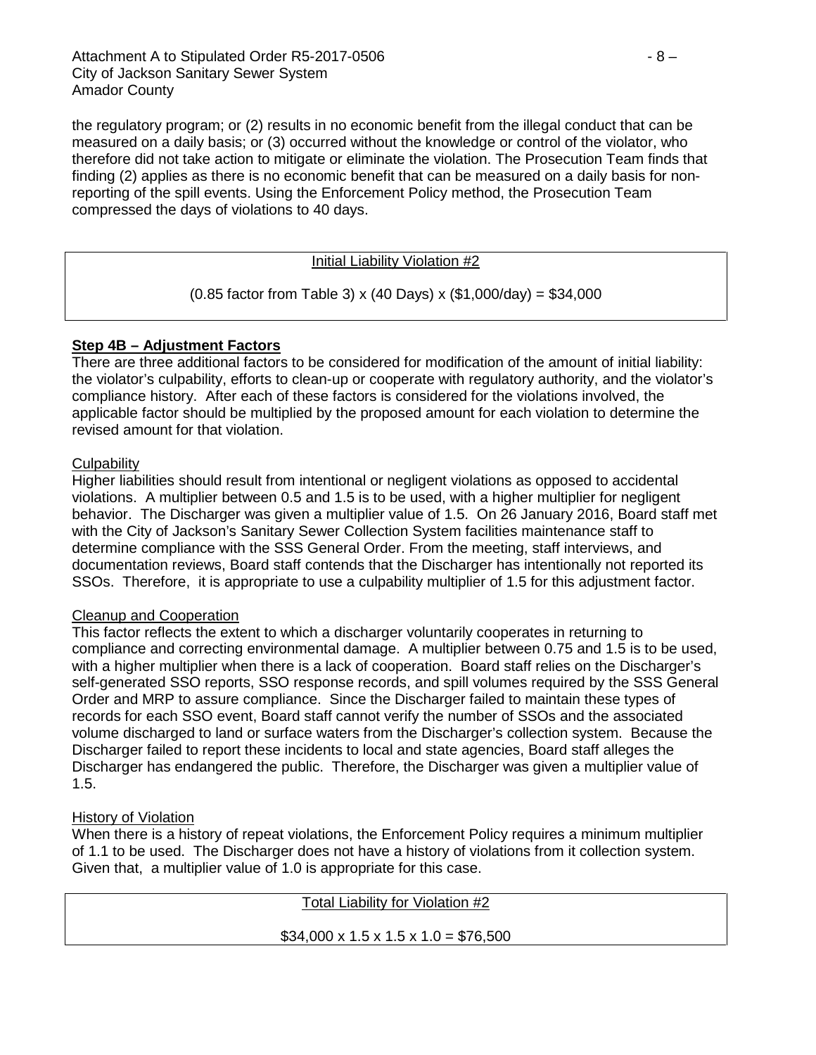the regulatory program; or (2) results in no economic benefit from the illegal conduct that can be measured on a daily basis; or (3) occurred without the knowledge or control of the violator, who therefore did not take action to mitigate or eliminate the violation. The Prosecution Team finds that finding (2) applies as there is no economic benefit that can be measured on a daily basis for non-reporting of the spill events. Using the Enforcement Policy method, the Prosecution Team compressed the days of violations to 40 days.

| Initial Liability Violation #2 |
|---|
| (0.85 factor from Table 3) x (40 Days) x ($1,000/day) = $34,000 |

**Step 4B – Adjustment Factors**

There are three additional factors to be considered for modification of the amount of initial liability: the violator's culpability, efforts to clean-up or cooperate with regulatory authority, and the violator's compliance history. After each of these factors is considered for the violations involved, the applicable factor should be multiplied by the proposed amount for each violation to determine the revised amount for that violation.

Culpability

Higher liabilities should result from intentional or negligent violations as opposed to accidental violations. A multiplier between 0.5 and 1.5 is to be used, with a higher multiplier for negligent behavior. The Discharger was given a multiplier value of 1.5. On 26 January 2016, Board staff met with the City of Jackson's Sanitary Sewer Collection System facilities maintenance staff to determine compliance with the SSS General Order. From the meeting, staff interviews, and documentation reviews, Board staff contends that the Discharger has intentionally not reported its SSOs. Therefore, it is appropriate to use a culpability multiplier of 1.5 for this adjustment factor.

Cleanup and Cooperation

This factor reflects the extent to which a discharger voluntarily cooperates in returning to compliance and correcting environmental damage. A multiplier between 0.75 and 1.5 is to be used, with a higher multiplier when there is a lack of cooperation. Board staff relies on the Discharger's self-generated SSO reports, SSO response records, and spill volumes required by the SSS General Order and MRP to assure compliance. Since the Discharger failed to maintain these types of records for each SSO event, Board staff cannot verify the number of SSOs and the associated volume discharged to land or surface waters from the Discharger's collection system. Because the Discharger failed to report these incidents to local and state agencies, Board staff alleges the Discharger has endangered the public. Therefore, the Discharger was given a multiplier value of 1.5.

History of Violation

When there is a history of repeat violations, the Enforcement Policy requires a minimum multiplier of 1.1 to be used. The Discharger does not have a history of violations from it collection system. Given that, a multiplier value of 1.0 is appropriate for this case.

| Total Liability for Violation #2 |
|---|
| $34,000 x 1.5 x 1.5 x 1.0 = $76,500 |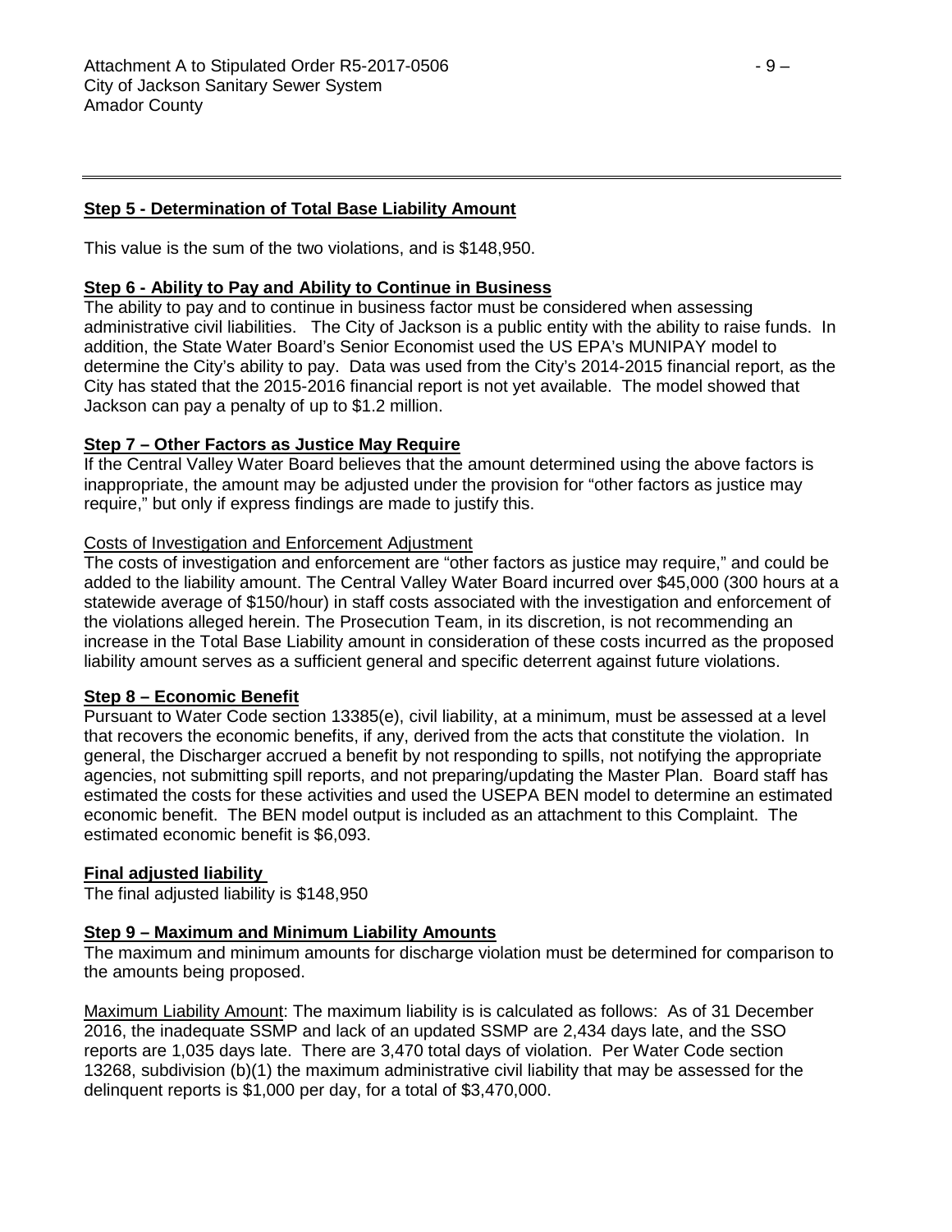**Step 5 - Determination of Total Base Liability Amount**

This value is the sum of the two violations, and is $148,950.

**Step 6 - Ability to Pay and Ability to Continue in Business**

The ability to pay and to continue in business factor must be considered when assessing administrative civil liabilities. The City of Jackson is a public entity with the ability to raise funds. In addition, the State Water Board's Senior Economist used the US EPA's MUNIPAY model to determine the City's ability to pay. Data was used from the City's 2014-2015 financial report, as the City has stated that the 2015-2016 financial report is not yet available. The model showed that Jackson can pay a penalty of up to $1.2 million.

**Step 7 – Other Factors as Justice May Require**

If the Central Valley Water Board believes that the amount determined using the above factors is inappropriate, the amount may be adjusted under the provision for "other factors as justice may require," but only if express findings are made to justify this.

Costs of Investigation and Enforcement Adjustment

The costs of investigation and enforcement are "other factors as justice may require," and could be added to the liability amount. The Central Valley Water Board incurred over $45,000 (300 hours at a statewide average of $150/hour) in staff costs associated with the investigation and enforcement of the violations alleged herein. The Prosecution Team, in its discretion, is not recommending an increase in the Total Base Liability amount in consideration of these costs incurred as the proposed liability amount serves as a sufficient general and specific deterrent against future violations.

**Step 8 – Economic Benefit**

Pursuant to Water Code section 13385(e), civil liability, at a minimum, must be assessed at a level that recovers the economic benefits, if any, derived from the acts that constitute the violation. In general, the Discharger accrued a benefit by not responding to spills, not notifying the appropriate agencies, not submitting spill reports, and not preparing/updating the Master Plan. Board staff has estimated the costs for these activities and used the USEPA BEN model to determine an estimated economic benefit. The BEN model output is included as an attachment to this Complaint. The estimated economic benefit is $6,093.

**Final adjusted liability**

The final adjusted liability is $148,950

**Step 9 – Maximum and Minimum Liability Amounts**

The maximum and minimum amounts for discharge violation must be determined for comparison to the amounts being proposed.

Maximum Liability Amount: The maximum liability is is calculated as follows: As of 31 December 2016, the inadequate SSMP and lack of an updated SSMP are 2,434 days late, and the SSO reports are 1,035 days late. There are 3,470 total days of violation. Per Water Code section 13268, subdivision (b)(1) the maximum administrative civil liability that may be assessed for the delinquent reports is $1,000 per day, for a total of $3,470,000.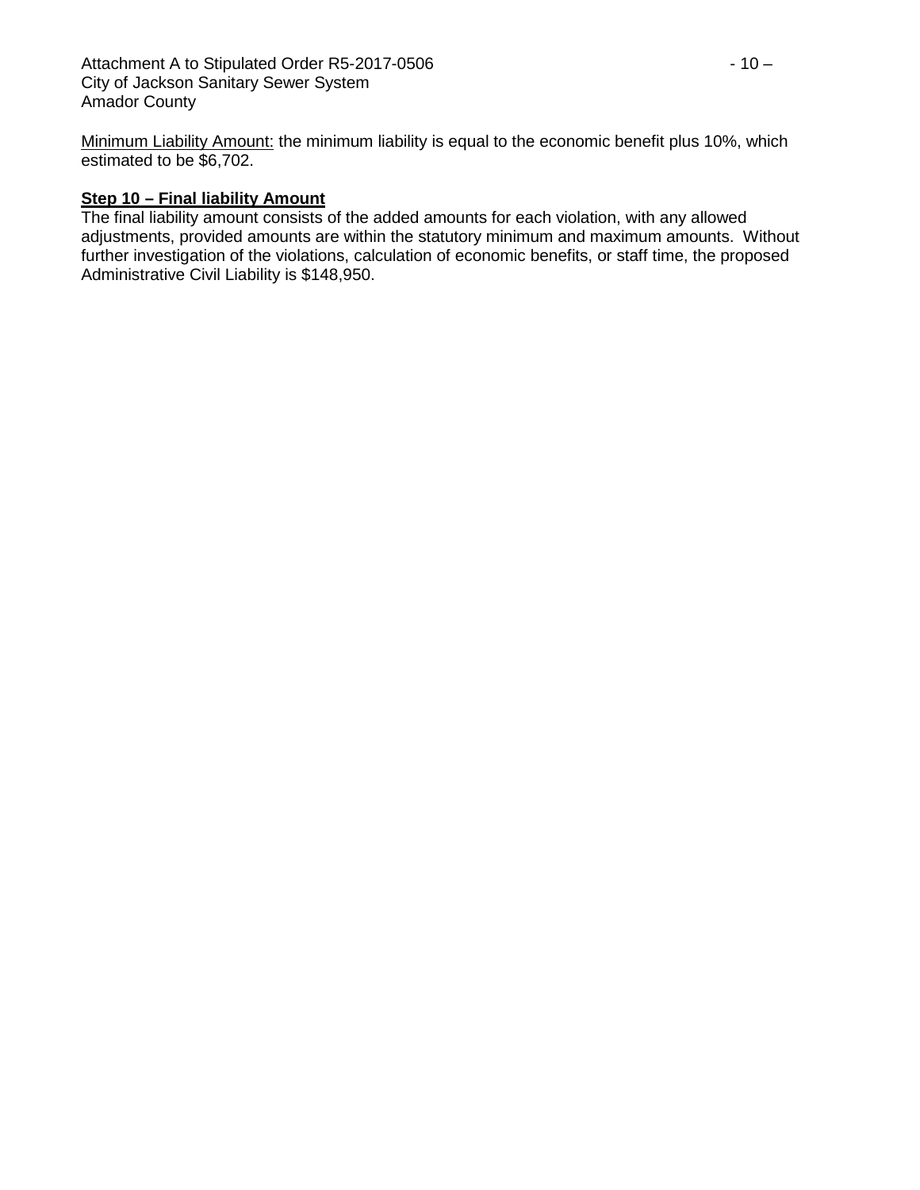<u>Minimum Liability Amount:</u> the minimum liability is equal to the economic benefit plus 10%, which estimated to be $6,702.

**Step 10 – Final liability Amount**

The final liability amount consists of the added amounts for each violation, with any allowed adjustments, provided amounts are within the statutory minimum and maximum amounts. Without further investigation of the violations, calculation of economic benefits, or staff time, the proposed Administrative Civil Liability is $148,950.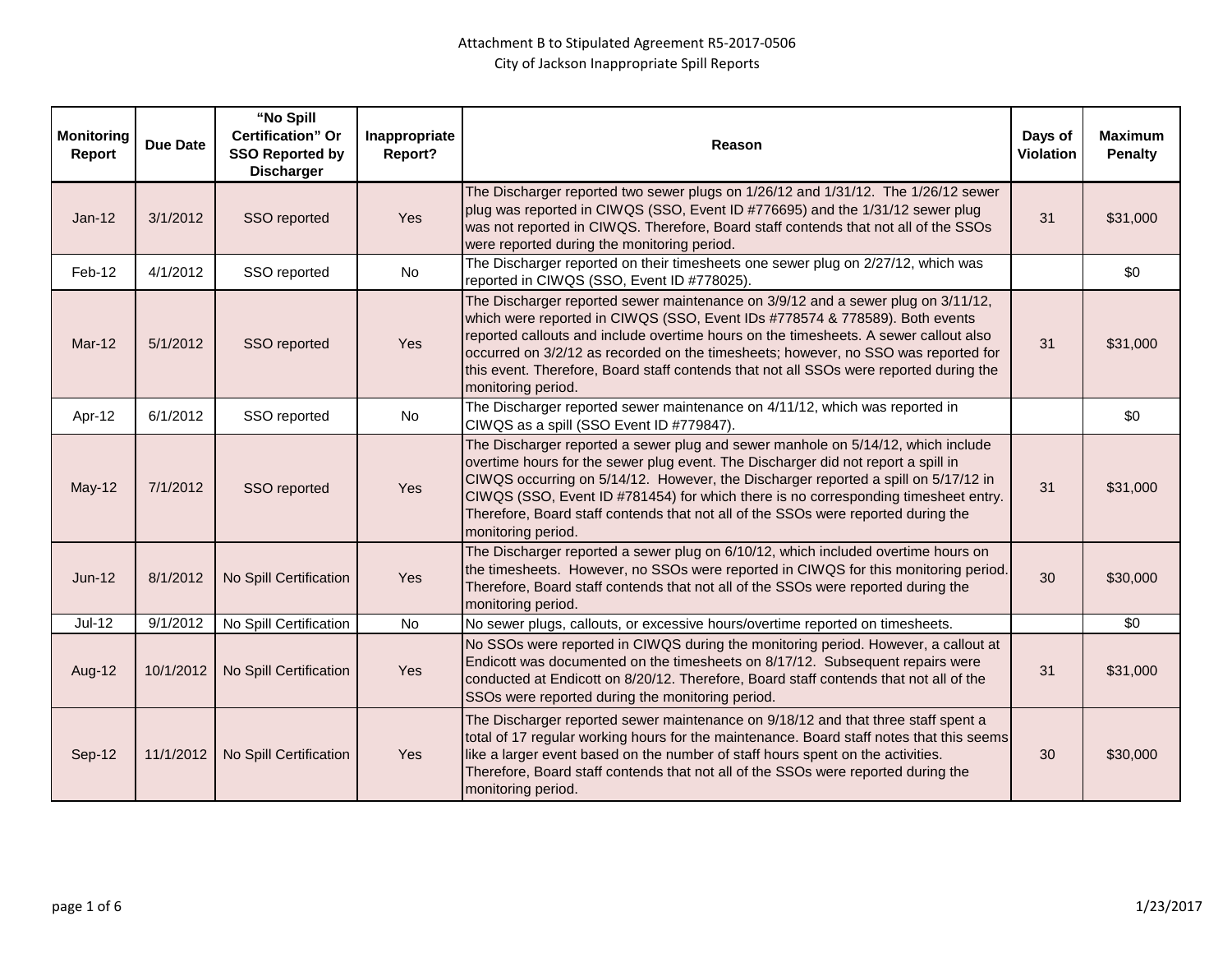Attachment B to Stipulated Agreement R5-2017-0506

City of Jackson Inappropriate Spill Reports

| Monitoring Report | Due Date | "No Spill Certification" Or SSO Reported by Discharger | Inappropriate Report? | Reason | Days of Violation | Maximum Penalty |
|---|---|---|---|---|---|---|
| Jan-12 | 3/1/2012 | SSO reported | Yes | The Discharger reported two sewer plugs on 1/26/12 and 1/31/12. The 1/26/12 sewer plug was reported in CIWQS (SSO, Event ID #776695) and the 1/31/12 sewer plug was not reported in CIWQS. Therefore, Board staff contends that not all of the SSOs were reported during the monitoring period. | 31 | $31,000 |
| Feb-12 | 4/1/2012 | SSO reported | No | The Discharger reported on their timesheets one sewer plug on 2/27/12, which was reported in CIWQS (SSO, Event ID #778025). | | $0 |
| Mar-12 | 5/1/2012 | SSO reported | Yes | The Discharger reported sewer maintenance on 3/9/12 and a sewer plug on 3/11/12, which were reported in CIWQS (SSO, Event IDs #778574 & 778589). Both events reported callouts and include overtime hours on the timesheets. A sewer callout also occurred on 3/2/12 as recorded on the timesheets; however, no SSO was reported for this event. Therefore, Board staff contends that not all SSOs were reported during the monitoring period. | 31 | $31,000 |
| Apr-12 | 6/1/2012 | SSO reported | No | The Discharger reported sewer maintenance on 4/11/12, which was reported in CIWQS as a spill (SSO Event ID #779847). | | $0 |
| May-12 | 7/1/2012 | SSO reported | Yes | The Discharger reported a sewer plug and sewer manhole on 5/14/12, which include overtime hours for the sewer plug event. The Discharger did not report a spill in CIWQS occurring on 5/14/12. However, the Discharger reported a spill on 5/17/12 in CIWQS (SSO, Event ID #781454) for which there is no corresponding timesheet entry. Therefore, Board staff contends that not all of the SSOs were reported during the monitoring period. | 31 | $31,000 |
| Jun-12 | 8/1/2012 | No Spill Certification | Yes | The Discharger reported a sewer plug on 6/10/12, which included overtime hours on the timesheets. However, no SSOs were reported in CIWQS for this monitoring period. Therefore, Board staff contends that not all of the SSOs were reported during the monitoring period. | 30 | $30,000 |
| Jul-12 | 9/1/2012 | No Spill Certification | No | No sewer plugs, callouts, or excessive hours/overtime reported on timesheets. | | $0 |
| Aug-12 | 10/1/2012 | No Spill Certification | Yes | No SSOs were reported in CIWQS during the monitoring period. However, a callout at Endicott was documented on the timesheets on 8/17/12. Subsequent repairs were conducted at Endicott on 8/20/12. Therefore, Board staff contends that not all of the SSOs were reported during the monitoring period. | 31 | $31,000 |
| Sep-12 | 11/1/2012 | No Spill Certification | Yes | The Discharger reported sewer maintenance on 9/18/12 and that three staff spent a total of 17 regular working hours for the maintenance. Board staff notes that this seems like a larger event based on the number of staff hours spent on the activities. Therefore, Board staff contends that not all of the SSOs were reported during the monitoring period. | 30 | $30,000 |

1/23/2017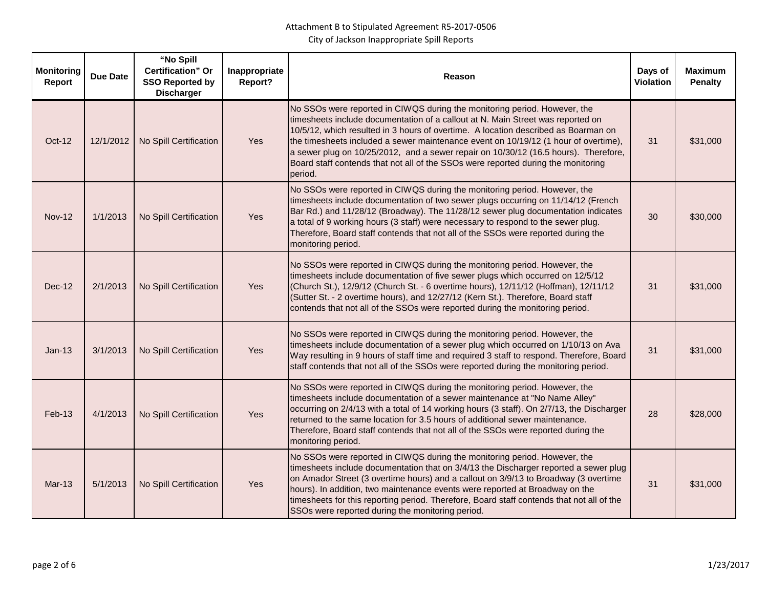Attachment B to Stipulated Agreement R5-2017-0506

City of Jackson Inappropriate Spill Reports

| Monitoring Report | Due Date | "No Spill Certification" Or SSO Reported by Discharger | Inappropriate Report? | Reason | Days of Violation | Maximum Penalty |
|---|---|---|---|---|---|---|
| Oct-12 | 12/1/2012 | No Spill Certification | Yes | No SSOs were reported in CIWQS during the monitoring period. However, the timesheets include documentation of a callout at N. Main Street was reported on 10/5/12, which resulted in 3 hours of overtime. A location described as Boarman on the timesheets included a sewer maintenance event on 10/19/12 (1 hour of overtime), a sewer plug on 10/25/2012, and a sewer repair on 10/30/12 (16.5 hours). Therefore, Board staff contends that not all of the SSOs were reported during the monitoring period. | 31 | $31,000 |
| Nov-12 | 1/1/2013 | No Spill Certification | Yes | No SSOs were reported in CIWQS during the monitoring period. However, the timesheets include documentation of two sewer plugs occurring on 11/14/12 (French Bar Rd.) and 11/28/12 (Broadway). The 11/28/12 sewer plug documentation indicates a total of 9 working hours (3 staff) were necessary to respond to the sewer plug. Therefore, Board staff contends that not all of the SSOs were reported during the monitoring period. | 30 | $30,000 |
| Dec-12 | 2/1/2013 | No Spill Certification | Yes | No SSOs were reported in CIWQS during the monitoring period. However, the timesheets include documentation of five sewer plugs which occurred on 12/5/12 (Church St.), 12/9/12 (Church St. - 6 overtime hours), 12/11/12 (Hoffman), 12/11/12 (Sutter St. - 2 overtime hours), and 12/27/12 (Kern St.). Therefore, Board staff contends that not all of the SSOs were reported during the monitoring period. | 31 | $31,000 |
| Jan-13 | 3/1/2013 | No Spill Certification | Yes | No SSOs were reported in CIWQS during the monitoring period. However, the timesheets include documentation of a sewer plug which occurred on 1/10/13 on Ava Way resulting in 9 hours of staff time and required 3 staff to respond. Therefore, Board staff contends that not all of the SSOs were reported during the monitoring period. | 31 | $31,000 |
| Feb-13 | 4/1/2013 | No Spill Certification | Yes | No SSOs were reported in CIWQS during the monitoring period. However, the timesheets include documentation of a sewer maintenance at "No Name Alley" occurring on 2/4/13 with a total of 14 working hours (3 staff). On 2/7/13, the Discharger returned to the same location for 3.5 hours of additional sewer maintenance. Therefore, Board staff contends that not all of the SSOs were reported during the monitoring period. | 28 | $28,000 |
| Mar-13 | 5/1/2013 | No Spill Certification | Yes | No SSOs were reported in CIWQS during the monitoring period. However, the timesheets include documentation that on 3/4/13 the Discharger reported a sewer plug on Amador Street (3 overtime hours) and a callout on 3/9/13 to Broadway (3 overtime hours). In addition, two maintenance events were reported at Broadway on the timesheets for this reporting period. Therefore, Board staff contends that not all of the SSOs were reported during the monitoring period. | 31 | $31,000 |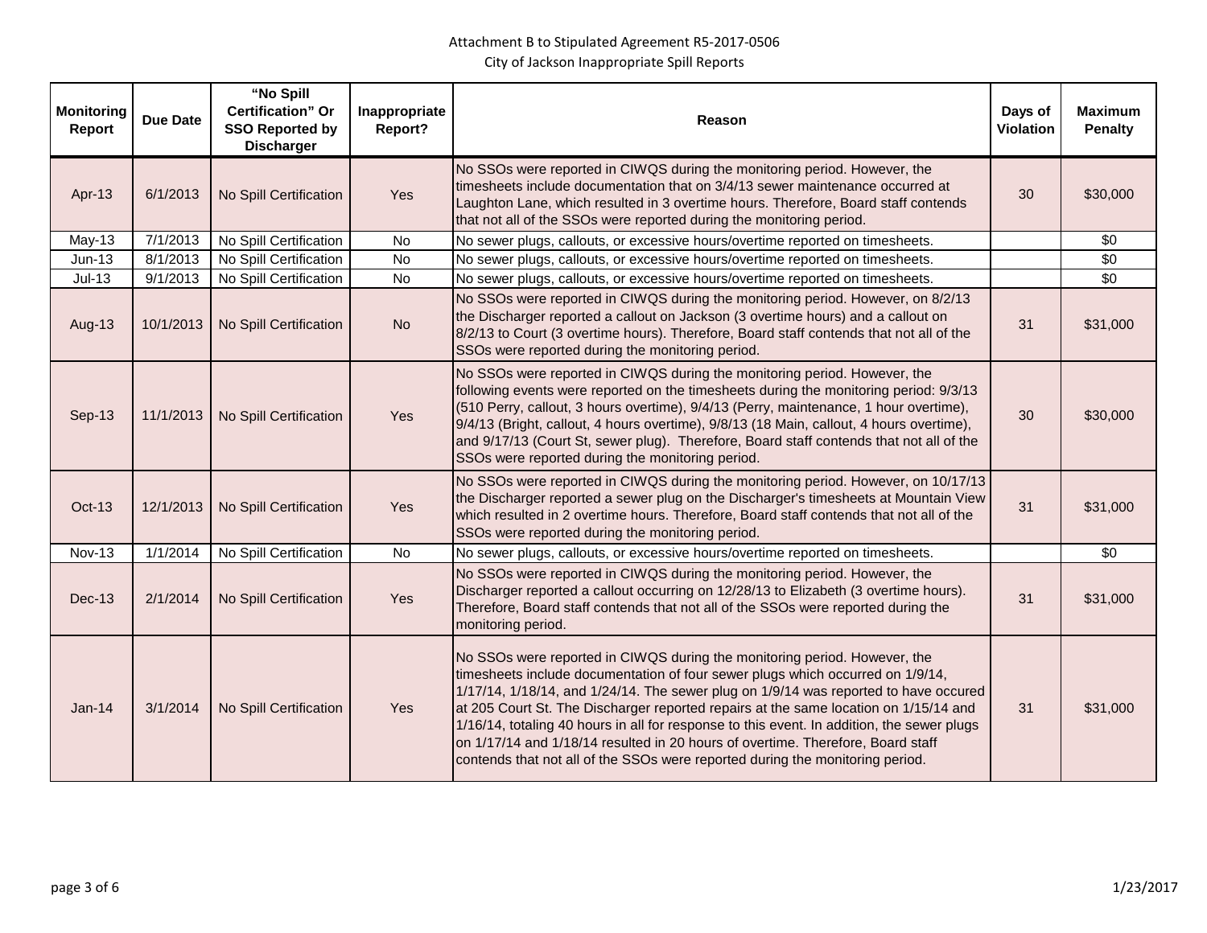Attachment B to Stipulated Agreement R5-2017-0506

City of Jackson Inappropriate Spill Reports

| Monitoring Report | Due Date | "No Spill Certification" Or SSO Reported by Discharger | Inappropriate Report? | Reason | Days of Violation | Maximum Penalty |
|---|---|---|---|---|---|---|
| Apr-13 | 6/1/2013 | No Spill Certification | Yes | No SSOs were reported in CIWQS during the monitoring period. However, the timesheets include documentation that on 3/4/13 sewer maintenance occurred at Laughton Lane, which resulted in 3 overtime hours. Therefore, Board staff contends that not all of the SSOs were reported during the monitoring period. | 30 | $30,000 |
| May-13 | 7/1/2013 | No Spill Certification | No | No sewer plugs, callouts, or excessive hours/overtime reported on timesheets. | | $0 |
| Jun-13 | 8/1/2013 | No Spill Certification | No | No sewer plugs, callouts, or excessive hours/overtime reported on timesheets. | | $0 |
| Jul-13 | 9/1/2013 | No Spill Certification | No | No sewer plugs, callouts, or excessive hours/overtime reported on timesheets. | | $0 |
| Aug-13 | 10/1/2013 | No Spill Certification | No | No SSOs were reported in CIWQS during the monitoring period. However, on 8/2/13 the Discharger reported a callout on Jackson (3 overtime hours) and a callout on 8/2/13 to Court (3 overtime hours). Therefore, Board staff contends that not all of the SSOs were reported during the monitoring period. | 31 | $31,000 |
| Sep-13 | 11/1/2013 | No Spill Certification | Yes | No SSOs were reported in CIWQS during the monitoring period. However, the following events were reported on the timesheets during the monitoring period: 9/3/13 (510 Perry, callout, 3 hours overtime), 9/4/13 (Perry, maintenance, 1 hour overtime), 9/4/13 (Bright, callout, 4 hours overtime), 9/8/13 (18 Main, callout, 4 hours overtime), and 9/17/13 (Court St, sewer plug). Therefore, Board staff contends that not all of the SSOs were reported during the monitoring period. | 30 | $30,000 |
| Oct-13 | 12/1/2013 | No Spill Certification | Yes | No SSOs were reported in CIWQS during the monitoring period. However, on 10/17/13 the Discharger reported a sewer plug on the Discharger's timesheets at Mountain View which resulted in 2 overtime hours. Therefore, Board staff contends that not all of the SSOs were reported during the monitoring period. | 31 | $31,000 |
| Nov-13 | 1/1/2014 | No Spill Certification | No | No sewer plugs, callouts, or excessive hours/overtime reported on timesheets. | | $0 |
| Dec-13 | 2/1/2014 | No Spill Certification | Yes | No SSOs were reported in CIWQS during the monitoring period. However, the Discharger reported a callout occurring on 12/28/13 to Elizabeth (3 overtime hours). Therefore, Board staff contends that not all of the SSOs were reported during the monitoring period. | 31 | $31,000 |
| Jan-14 | 3/1/2014 | No Spill Certification | Yes | No SSOs were reported in CIWQS during the monitoring period. However, the timesheets include documentation of four sewer plugs which occurred on 1/9/14, 1/17/14, 1/18/14, and 1/24/14. The sewer plug on 1/9/14 was reported to have occured at 205 Court St. The Discharger reported repairs at the same location on 1/15/14 and 1/16/14, totaling 40 hours in all for response to this event. In addition, the sewer plugs on 1/17/14 and 1/18/14 resulted in 20 hours of overtime. Therefore, Board staff contends that not all of the SSOs were reported during the monitoring period. | 31 | $31,000 |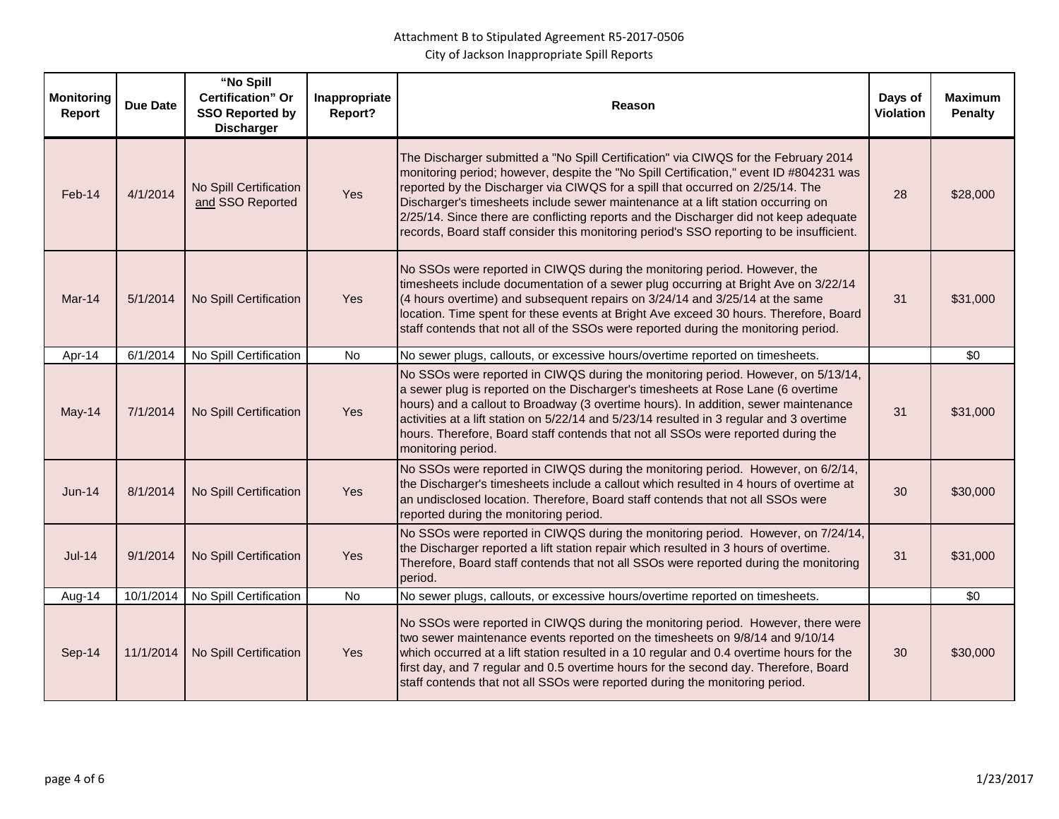Attachment B to Stipulated Agreement R5-2017-0506
City of Jackson Inappropriate Spill Reports

| Monitoring Report | Due Date | "No Spill Certification" Or SSO Reported by Discharger | Inappropriate Report? | Reason | Days of Violation | Maximum Penalty |
|---|---|---|---|---|---|---|
| Feb-14 | 4/1/2014 | No Spill Certification and SSO Reported | Yes | The Discharger submitted a "No Spill Certification" via CIWQS for the February 2014 monitoring period; however, despite the "No Spill Certification," event ID #804231 was reported by the Discharger via CIWQS for a spill that occurred on 2/25/14. The Discharger's timesheets include sewer maintenance at a lift station occurring on 2/25/14. Since there are conflicting reports and the Discharger did not keep adequate records, Board staff consider this monitoring period's SSO reporting to be insufficient. | 28 | $28,000 |
| Mar-14 | 5/1/2014 | No Spill Certification | Yes | No SSOs were reported in CIWQS during the monitoring period. However, the timesheets include documentation of a sewer plug occurring at Bright Ave on 3/22/14 (4 hours overtime) and subsequent repairs on 3/24/14 and 3/25/14 at the same location. Time spent for these events at Bright Ave exceed 30 hours. Therefore, Board staff contends that not all of the SSOs were reported during the monitoring period. | 31 | $31,000 |
| Apr-14 | 6/1/2014 | No Spill Certification | No | No sewer plugs, callouts, or excessive hours/overtime reported on timesheets. | | $0 |
| May-14 | 7/1/2014 | No Spill Certification | Yes | No SSOs were reported in CIWQS during the monitoring period. However, on 5/13/14, a sewer plug is reported on the Discharger's timesheets at Rose Lane (6 overtime hours) and a callout to Broadway (3 overtime hours). In addition, sewer maintenance activities at a lift station on 5/22/14 and 5/23/14 resulted in 3 regular and 3 overtime hours. Therefore, Board staff contends that not all SSOs were reported during the monitoring period. | 31 | $31,000 |
| Jun-14 | 8/1/2014 | No Spill Certification | Yes | No SSOs were reported in CIWQS during the monitoring period. However, on 6/2/14, the Discharger's timesheets include a callout which resulted in 4 hours of overtime at an undisclosed location. Therefore, Board staff contends that not all SSOs were reported during the monitoring period. | 30 | $30,000 |
| Jul-14 | 9/1/2014 | No Spill Certification | Yes | No SSOs were reported in CIWQS during the monitoring period. However, on 7/24/14, the Discharger reported a lift station repair which resulted in 3 hours of overtime. Therefore, Board staff contends that not all SSOs were reported during the monitoring period. | 31 | $31,000 |
| Aug-14 | 10/1/2014 | No Spill Certification | No | No sewer plugs, callouts, or excessive hours/overtime reported on timesheets. | | $0 |
| Sep-14 | 11/1/2014 | No Spill Certification | Yes | No SSOs were reported in CIWQS during the monitoring period. However, there were two sewer maintenance events reported on the timesheets on 9/8/14 and 9/10/14 which occurred at a lift station resulted in a 10 regular and 0.4 overtime hours for the first day, and 7 regular and 0.5 overtime hours for the second day. Therefore, Board staff contends that not all SSOs were reported during the monitoring period. | 30 | $30,000 |

1/23/2017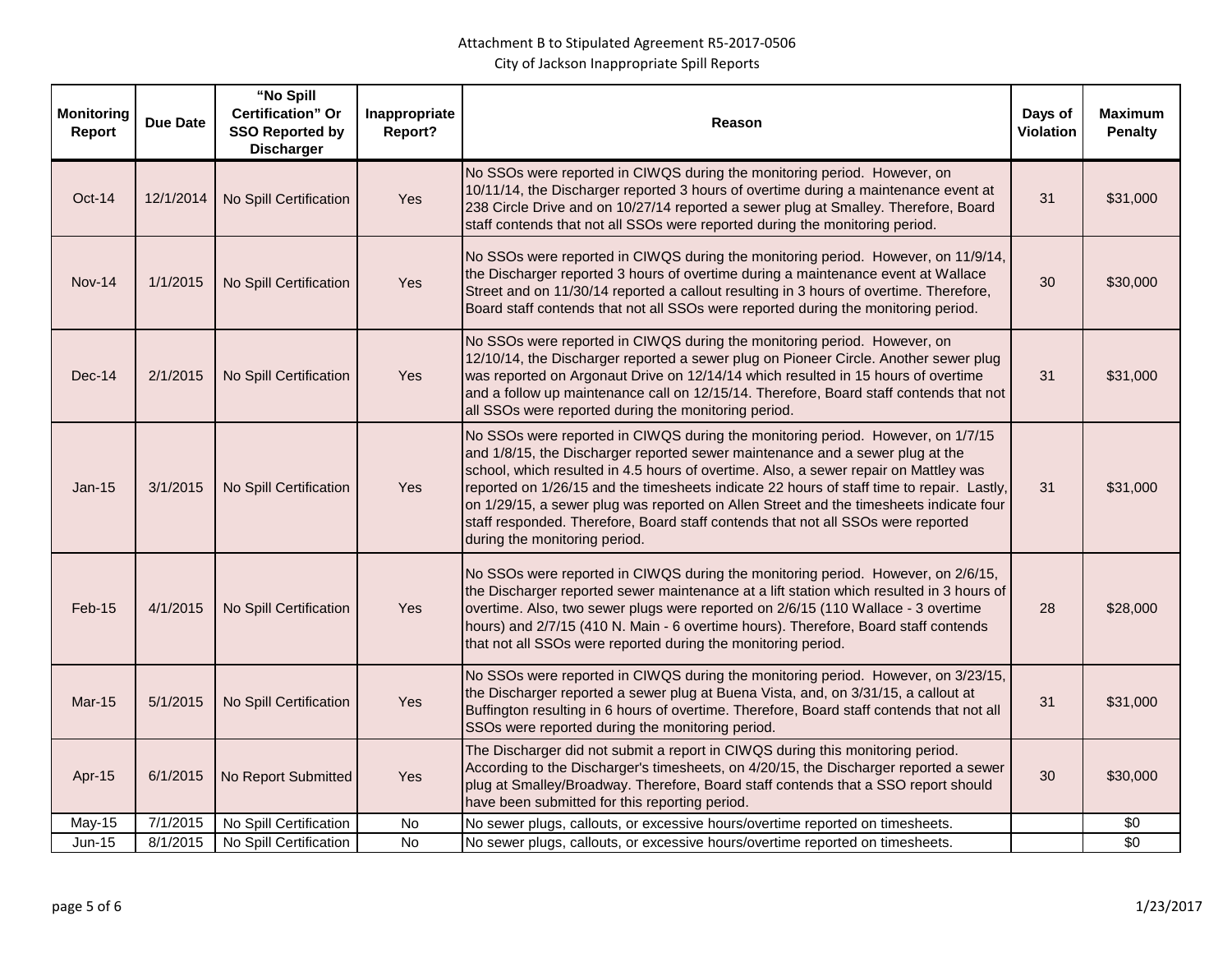Attachment B to Stipulated Agreement R5-2017-0506

City of Jackson Inappropriate Spill Reports

| Monitoring Report | Due Date | "No Spill Certification" Or SSO Reported by Discharger | Inappropriate Report? | Reason | Days of Violation | Maximum Penalty |
|---|---|---|---|---|---|---|
| Oct-14 | 12/1/2014 | No Spill Certification | Yes | No SSOs were reported in CIWQS during the monitoring period. However, on 10/11/14, the Discharger reported 3 hours of overtime during a maintenance event at 238 Circle Drive and on 10/27/14 reported a sewer plug at Smalley. Therefore, Board staff contends that not all SSOs were reported during the monitoring period. | 31 | $31,000 |
| Nov-14 | 1/1/2015 | No Spill Certification | Yes | No SSOs were reported in CIWQS during the monitoring period. However, on 11/9/14, the Discharger reported 3 hours of overtime during a maintenance event at Wallace Street and on 11/30/14 reported a callout resulting in 3 hours of overtime. Therefore, Board staff contends that not all SSOs were reported during the monitoring period. | 30 | $30,000 |
| Dec-14 | 2/1/2015 | No Spill Certification | Yes | No SSOs were reported in CIWQS during the monitoring period. However, on 12/10/14, the Discharger reported a sewer plug on Pioneer Circle. Another sewer plug was reported on Argonaut Drive on 12/14/14 which resulted in 15 hours of overtime and a follow up maintenance call on 12/15/14. Therefore, Board staff contends that not all SSOs were reported during the monitoring period. | 31 | $31,000 |
| Jan-15 | 3/1/2015 | No Spill Certification | Yes | No SSOs were reported in CIWQS during the monitoring period. However, on 1/7/15 and 1/8/15, the Discharger reported sewer maintenance and a sewer plug at the school, which resulted in 4.5 hours of overtime. Also, a sewer repair on Mattley was reported on 1/26/15 and the timesheets indicate 22 hours of staff time to repair. Lastly, on 1/29/15, a sewer plug was reported on Allen Street and the timesheets indicate four staff responded. Therefore, Board staff contends that not all SSOs were reported during the monitoring period. | 31 | $31,000 |
| Feb-15 | 4/1/2015 | No Spill Certification | Yes | No SSOs were reported in CIWQS during the monitoring period. However, on 2/6/15, the Discharger reported sewer maintenance at a lift station which resulted in 3 hours of overtime. Also, two sewer plugs were reported on 2/6/15 (110 Wallace - 3 overtime hours) and 2/7/15 (410 N. Main - 6 overtime hours). Therefore, Board staff contends that not all SSOs were reported during the monitoring period. | 28 | $28,000 |
| Mar-15 | 5/1/2015 | No Spill Certification | Yes | No SSOs were reported in CIWQS during the monitoring period. However, on 3/23/15, the Discharger reported a sewer plug at Buena Vista, and, on 3/31/15, a callout at Buffington resulting in 6 hours of overtime. Therefore, Board staff contends that not all SSOs were reported during the monitoring period. | 31 | $31,000 |
| Apr-15 | 6/1/2015 | No Report Submitted | Yes | The Discharger did not submit a report in CIWQS during this monitoring period. According to the Discharger's timesheets, on 4/20/15, the Discharger reported a sewer plug at Smalley/Broadway. Therefore, Board staff contends that a SSO report should have been submitted for this reporting period. | 30 | $30,000 |
| May-15 | 7/1/2015 | No Spill Certification | No | No sewer plugs, callouts, or excessive hours/overtime reported on timesheets. | | $0 |
| Jun-15 | 8/1/2015 | No Spill Certification | No | No sewer plugs, callouts, or excessive hours/overtime reported on timesheets. | | $0 |

1/23/2017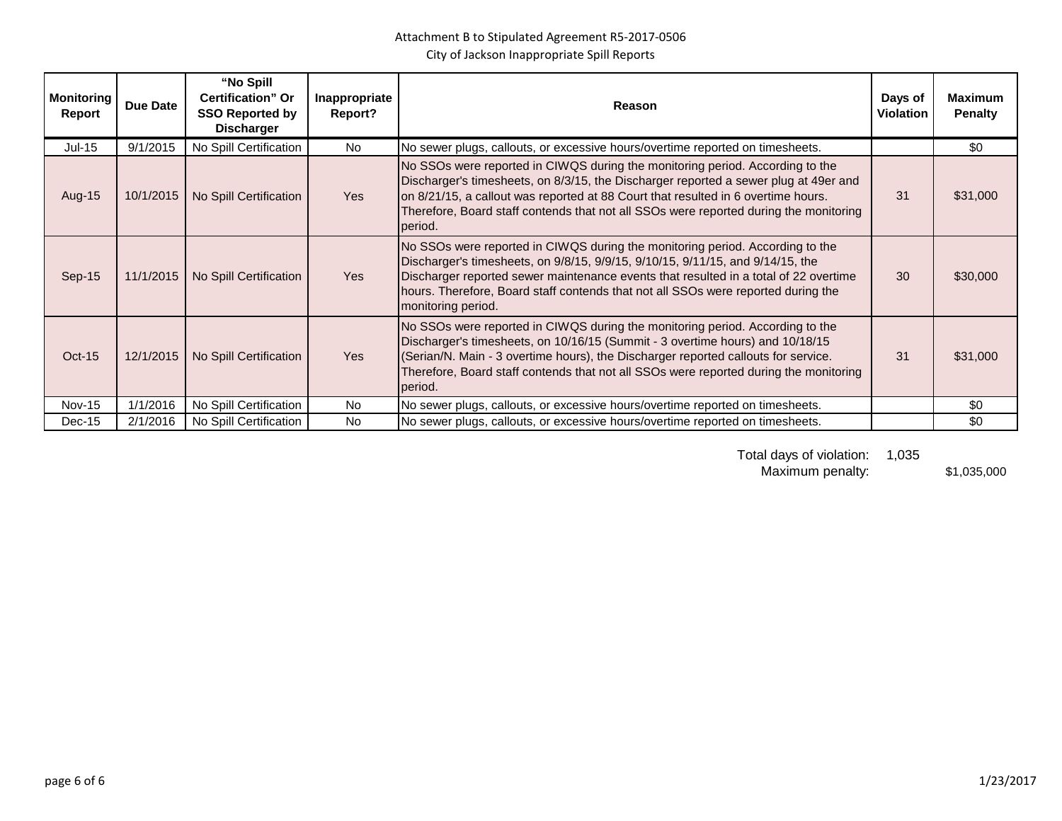Attachment B to Stipulated Agreement R5-2017-0506
City of Jackson Inappropriate Spill Reports

| Monitoring Report | Due Date | "No Spill Certification" Or SSO Reported by Discharger | Inappropriate Report? | Reason | Days of Violation | Maximum Penalty |
|---|---|---|---|---|---|---|
| Jul-15 | 9/1/2015 | No Spill Certification | No | No sewer plugs, callouts, or excessive hours/overtime reported on timesheets. | | $0 |
| Aug-15 | 10/1/2015 | No Spill Certification | Yes | No SSOs were reported in CIWQS during the monitoring period. According to the Discharger's timesheets, on 8/3/15, the Discharger reported a sewer plug at 49er and on 8/21/15, a callout was reported at 88 Court that resulted in 6 overtime hours. Therefore, Board staff contends that not all SSOs were reported during the monitoring period. | 31 | $31,000 |
| Sep-15 | 11/1/2015 | No Spill Certification | Yes | No SSOs were reported in CIWQS during the monitoring period. According to the Discharger's timesheets, on 9/8/15, 9/9/15, 9/10/15, 9/11/15, and 9/14/15, the Discharger reported sewer maintenance events that resulted in a total of 22 overtime hours. Therefore, Board staff contends that not all SSOs were reported during the monitoring period. | 30 | $30,000 |
| Oct-15 | 12/1/2015 | No Spill Certification | Yes | No SSOs were reported in CIWQS during the monitoring period. According to the Discharger's timesheets, on 10/16/15 (Summit - 3 overtime hours) and 10/18/15 (Serian/N. Main - 3 overtime hours), the Discharger reported callouts for service. Therefore, Board staff contends that not all SSOs were reported during the monitoring period. | 31 | $31,000 |
| Nov-15 | 1/1/2016 | No Spill Certification | No | No sewer plugs, callouts, or excessive hours/overtime reported on timesheets. | | $0 |
| Dec-15 | 2/1/2016 | No Spill Certification | No | No sewer plugs, callouts, or excessive hours/overtime reported on timesheets. | | $0 |

Total days of violation: 1,035

Maximum penalty: $1,035,000

1/23/2017